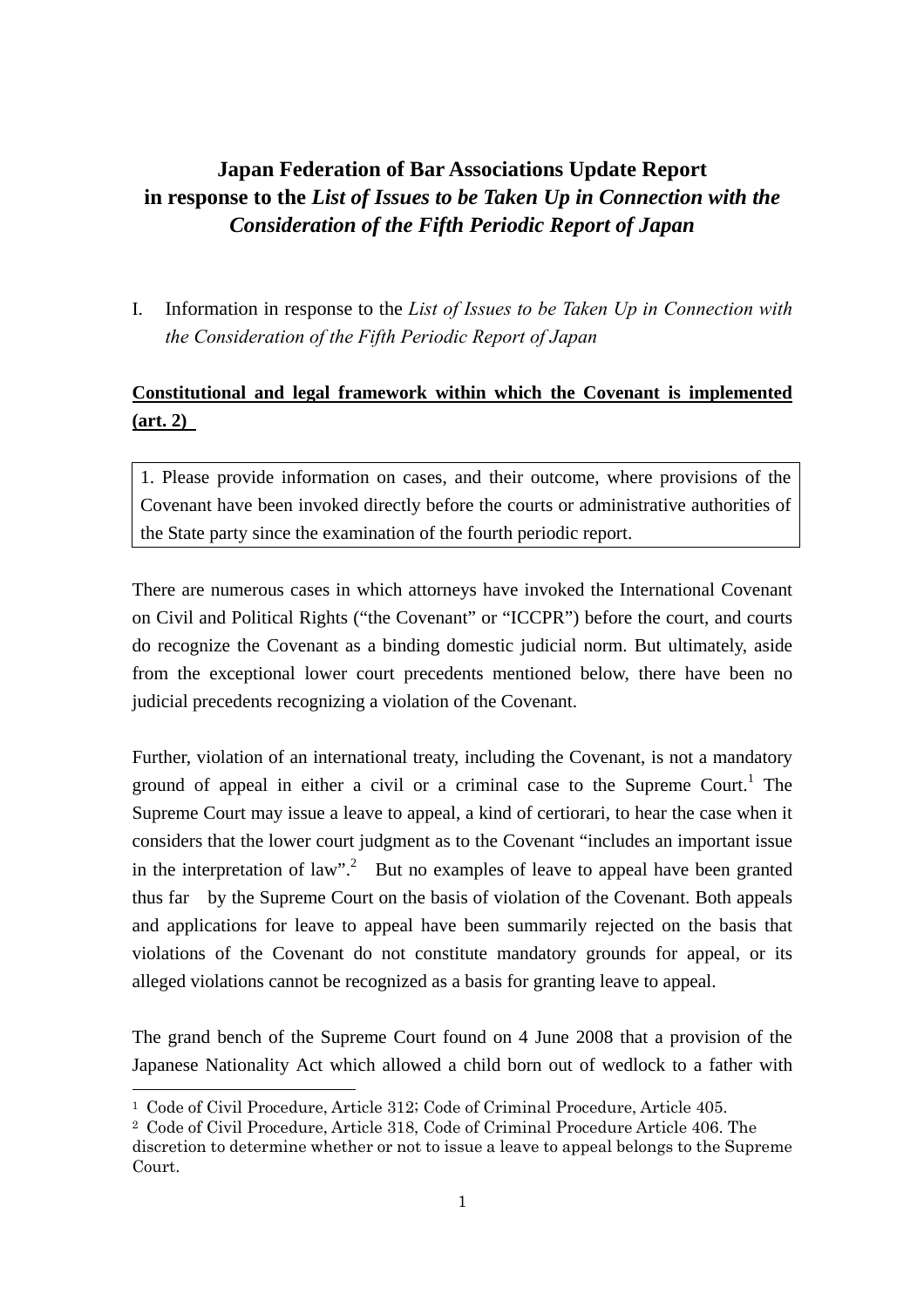# Japan Federation of Bar Associations Update Report in response to the *List of Issues to be Taken Up in Connection with the Consideration of the Fifth Periodic Report of Japan*

I. Information in response to the *List of Issues to be Taken Up in Connection with the Consideration of the Fifth Periodic Report of Japan*

**<u>Constitutional and legal framework within which the Covenant is implemented (art. 2)</u>**

> 1. Please provide information on cases, and their outcome, where provisions of the Covenant have been invoked directly before the courts or administrative authorities of the State party since the examination of the fourth periodic report.

There are numerous cases in which attorneys have invoked the International Covenant on Civil and Political Rights ("the Covenant" or "ICCPR") before the court, and courts do recognize the Covenant as a binding domestic judicial norm. But ultimately, aside from the exceptional lower court precedents mentioned below, there have been no judicial precedents recognizing a violation of the Covenant.

Further, violation of an international treaty, including the Covenant, is not a mandatory ground of appeal in either a civil or a criminal case to the Supreme Court.[1] The Supreme Court may issue a leave to appeal, a kind of certiorari, to hear the case when it considers that the lower court judgment as to the Covenant "includes an important issue in the interpretation of law".[2] But no examples of leave to appeal have been granted thus far by the Supreme Court on the basis of violation of the Covenant. Both appeals and applications for leave to appeal have been summarily rejected on the basis that violations of the Covenant do not constitute mandatory grounds for appeal, or its alleged violations cannot be recognized as a basis for granting leave to appeal.

The grand bench of the Supreme Court found on 4 June 2008 that a provision of the Japanese Nationality Act which allowed a child born out of wedlock to a father with

---

[1] Code of Civil Procedure, Article 312; Code of Criminal Procedure, Article 405.

[2] Code of Civil Procedure, Article 318, Code of Criminal Procedure Article 406. The discretion to determine whether or not to issue a leave to appeal belongs to the Supreme Court.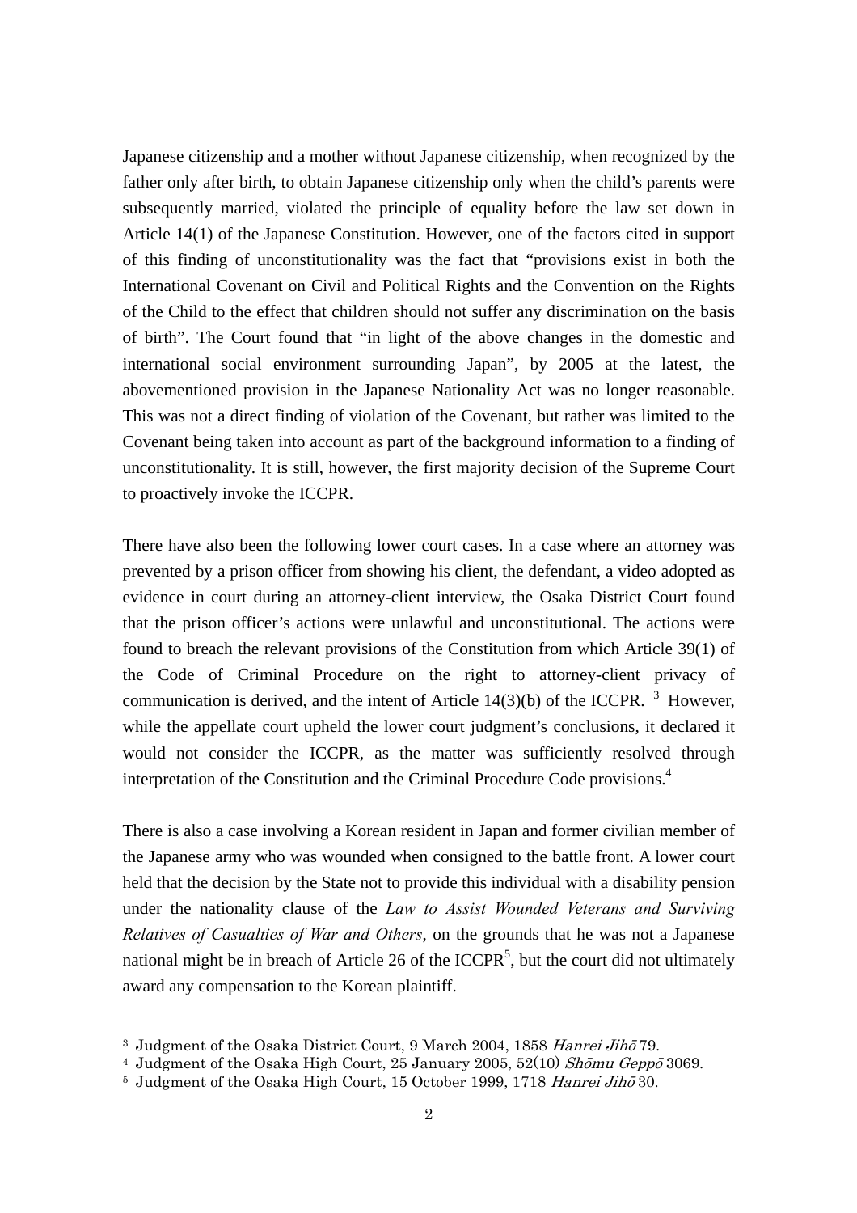Japanese citizenship and a mother without Japanese citizenship, when recognized by the father only after birth, to obtain Japanese citizenship only when the child's parents were subsequently married, violated the principle of equality before the law set down in Article 14(1) of the Japanese Constitution. However, one of the factors cited in support of this finding of unconstitutionality was the fact that "provisions exist in both the International Covenant on Civil and Political Rights and the Convention on the Rights of the Child to the effect that children should not suffer any discrimination on the basis of birth". The Court found that "in light of the above changes in the domestic and international social environment surrounding Japan", by 2005 at the latest, the abovementioned provision in the Japanese Nationality Act was no longer reasonable. This was not a direct finding of violation of the Covenant, but rather was limited to the Covenant being taken into account as part of the background information to a finding of unconstitutionality. It is still, however, the first majority decision of the Supreme Court to proactively invoke the ICCPR.

There have also been the following lower court cases. In a case where an attorney was prevented by a prison officer from showing his client, the defendant, a video adopted as evidence in court during an attorney-client interview, the Osaka District Court found that the prison officer's actions were unlawful and unconstitutional. The actions were found to breach the relevant provisions of the Constitution from which Article 39(1) of the Code of Criminal Procedure on the right to attorney-client privacy of communication is derived, and the intent of Article 14(3)(b) of the ICCPR.[3] However, while the appellate court upheld the lower court judgment's conclusions, it declared it would not consider the ICCPR, as the matter was sufficiently resolved through interpretation of the Constitution and the Criminal Procedure Code provisions.[4]

There is also a case involving a Korean resident in Japan and former civilian member of the Japanese army who was wounded when consigned to the battle front. A lower court held that the decision by the State not to provide this individual with a disability pension under the nationality clause of the *Law to Assist Wounded Veterans and Surviving Relatives of Casualties of War and Others*, on the grounds that he was not a Japanese national might be in breach of Article 26 of the ICCPR[5], but the court did not ultimately award any compensation to the Korean plaintiff.

---

[3] Judgment of the Osaka District Court, 9 March 2004, 1858 *Hanrei Jihō* 79.

[4] Judgment of the Osaka High Court, 25 January 2005, 52(10) *Shōmu Geppō* 3069.

[5] Judgment of the Osaka High Court, 15 October 1999, 1718 *Hanrei Jihō* 30.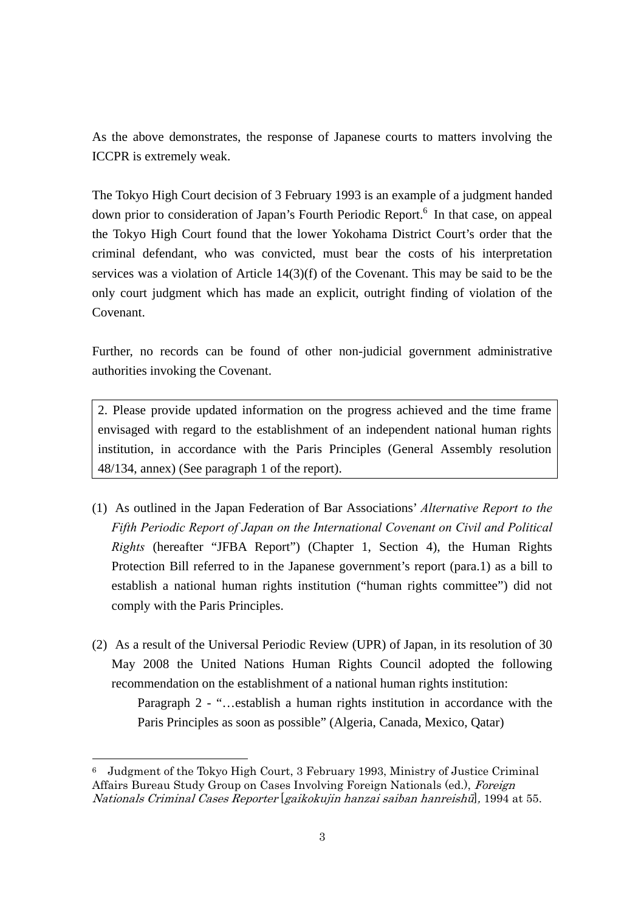As the above demonstrates, the response of Japanese courts to matters involving the ICCPR is extremely weak.

The Tokyo High Court decision of 3 February 1993 is an example of a judgment handed down prior to consideration of Japan's Fourth Periodic Report.[6] In that case, on appeal the Tokyo High Court found that the lower Yokohama District Court's order that the criminal defendant, who was convicted, must bear the costs of his interpretation services was a violation of Article 14(3)(f) of the Covenant. This may be said to be the only court judgment which has made an explicit, outright finding of violation of the Covenant.

Further, no records can be found of other non-judicial government administrative authorities invoking the Covenant.

> 2. Please provide updated information on the progress achieved and the time frame envisaged with regard to the establishment of an independent national human rights institution, in accordance with the Paris Principles (General Assembly resolution 48/134, annex) (See paragraph 1 of the report).

(1) As outlined in the Japan Federation of Bar Associations' *Alternative Report to the Fifth Periodic Report of Japan on the International Covenant on Civil and Political Rights* (hereafter "JFBA Report") (Chapter 1, Section 4), the Human Rights Protection Bill referred to in the Japanese government's report (para.1) as a bill to establish a national human rights institution ("human rights committee") did not comply with the Paris Principles.

(2) As a result of the Universal Periodic Review (UPR) of Japan, in its resolution of 30 May 2008 the United Nations Human Rights Council adopted the following recommendation on the establishment of a national human rights institution:

    Paragraph 2 - "…establish a human rights institution in accordance with the Paris Principles as soon as possible" (Algeria, Canada, Mexico, Qatar)

---

[6] Judgment of the Tokyo High Court, 3 February 1993, Ministry of Justice Criminal Affairs Bureau Study Group on Cases Involving Foreign Nationals (ed.), *Foreign Nationals Criminal Cases Reporter* [*gaikokujin hanzai saiban hanreishū*], 1994 at 55.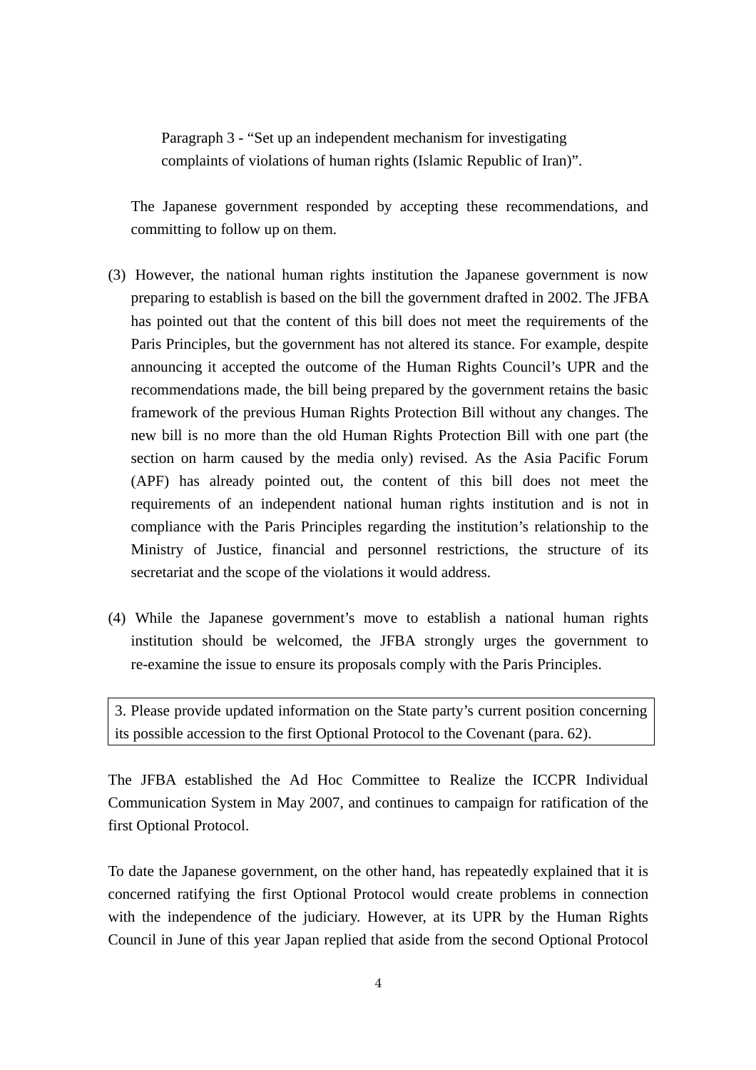Paragraph 3 - "Set up an independent mechanism for investigating complaints of violations of human rights (Islamic Republic of Iran)".

The Japanese government responded by accepting these recommendations, and committing to follow up on them.

(3) However, the national human rights institution the Japanese government is now preparing to establish is based on the bill the government drafted in 2002. The JFBA has pointed out that the content of this bill does not meet the requirements of the Paris Principles, but the government has not altered its stance. For example, despite announcing it accepted the outcome of the Human Rights Council's UPR and the recommendations made, the bill being prepared by the government retains the basic framework of the previous Human Rights Protection Bill without any changes. The new bill is no more than the old Human Rights Protection Bill with one part (the section on harm caused by the media only) revised. As the Asia Pacific Forum (APF) has already pointed out, the content of this bill does not meet the requirements of an independent national human rights institution and is not in compliance with the Paris Principles regarding the institution's relationship to the Ministry of Justice, financial and personnel restrictions, the structure of its secretariat and the scope of the violations it would address.

(4) While the Japanese government's move to establish a national human rights institution should be welcomed, the JFBA strongly urges the government to re-examine the issue to ensure its proposals comply with the Paris Principles.

| 3. Please provide updated information on the State party's current position concerning its possible accession to the first Optional Protocol to the Covenant (para. 62). |
|---|

The JFBA established the Ad Hoc Committee to Realize the ICCPR Individual Communication System in May 2007, and continues to campaign for ratification of the first Optional Protocol.

To date the Japanese government, on the other hand, has repeatedly explained that it is concerned ratifying the first Optional Protocol would create problems in connection with the independence of the judiciary. However, at its UPR by the Human Rights Council in June of this year Japan replied that aside from the second Optional Protocol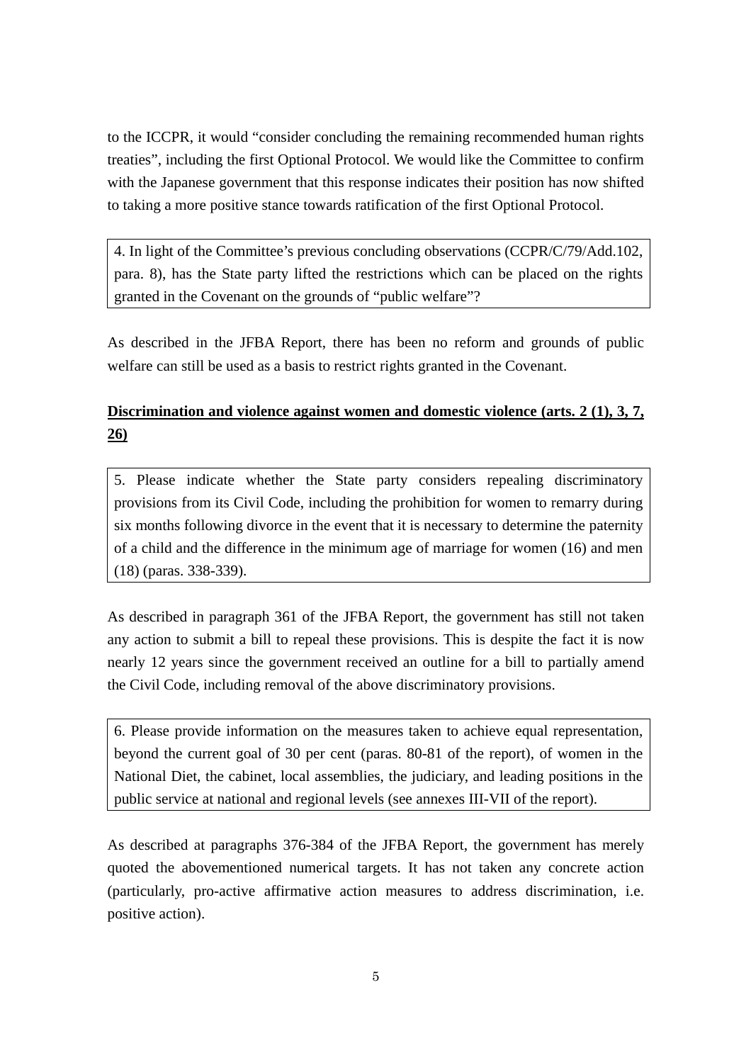to the ICCPR, it would "consider concluding the remaining recommended human rights treaties", including the first Optional Protocol. We would like the Committee to confirm with the Japanese government that this response indicates their position has now shifted to taking a more positive stance towards ratification of the first Optional Protocol.

> 4. In light of the Committee's previous concluding observations (CCPR/C/79/Add.102, para. 8), has the State party lifted the restrictions which can be placed on the rights granted in the Covenant on the grounds of "public welfare"?

As described in the JFBA Report, there has been no reform and grounds of public welfare can still be used as a basis to restrict rights granted in the Covenant.

**<u>Discrimination and violence against women and domestic violence (arts. 2 (1), 3, 7, 26)</u>**

> 5. Please indicate whether the State party considers repealing discriminatory provisions from its Civil Code, including the prohibition for women to remarry during six months following divorce in the event that it is necessary to determine the paternity of a child and the difference in the minimum age of marriage for women (16) and men (18) (paras. 338-339).

As described in paragraph 361 of the JFBA Report, the government has still not taken any action to submit a bill to repeal these provisions. This is despite the fact it is now nearly 12 years since the government received an outline for a bill to partially amend the Civil Code, including removal of the above discriminatory provisions.

> 6. Please provide information on the measures taken to achieve equal representation, beyond the current goal of 30 per cent (paras. 80-81 of the report), of women in the National Diet, the cabinet, local assemblies, the judiciary, and leading positions in the public service at national and regional levels (see annexes III-VII of the report).

As described at paragraphs 376-384 of the JFBA Report, the government has merely quoted the abovementioned numerical targets. It has not taken any concrete action (particularly, pro-active affirmative action measures to address discrimination, i.e. positive action).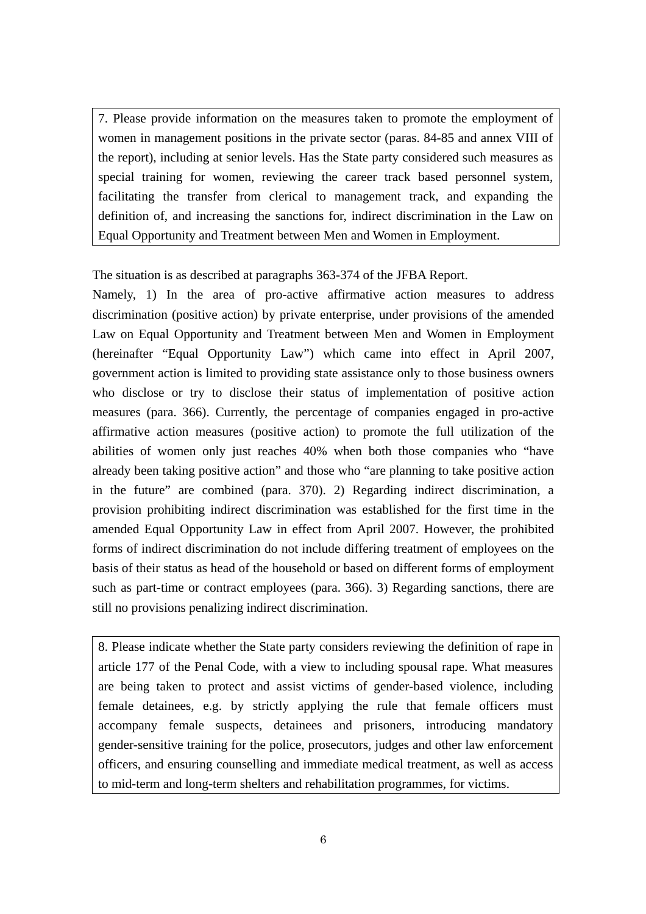> 7. Please provide information on the measures taken to promote the employment of women in management positions in the private sector (paras. 84-85 and annex VIII of the report), including at senior levels. Has the State party considered such measures as special training for women, reviewing the career track based personnel system, facilitating the transfer from clerical to management track, and expanding the definition of, and increasing the sanctions for, indirect discrimination in the Law on Equal Opportunity and Treatment between Men and Women in Employment.

The situation is as described at paragraphs 363-374 of the JFBA Report.

Namely, 1) In the area of pro-active affirmative action measures to address discrimination (positive action) by private enterprise, under provisions of the amended Law on Equal Opportunity and Treatment between Men and Women in Employment (hereinafter "Equal Opportunity Law") which came into effect in April 2007, government action is limited to providing state assistance only to those business owners who disclose or try to disclose their status of implementation of positive action measures (para. 366). Currently, the percentage of companies engaged in pro-active affirmative action measures (positive action) to promote the full utilization of the abilities of women only just reaches 40% when both those companies who "have already been taking positive action" and those who "are planning to take positive action in the future" are combined (para. 370). 2) Regarding indirect discrimination, a provision prohibiting indirect discrimination was established for the first time in the amended Equal Opportunity Law in effect from April 2007. However, the prohibited forms of indirect discrimination do not include differing treatment of employees on the basis of their status as head of the household or based on different forms of employment such as part-time or contract employees (para. 366). 3) Regarding sanctions, there are still no provisions penalizing indirect discrimination.

> 8. Please indicate whether the State party considers reviewing the definition of rape in article 177 of the Penal Code, with a view to including spousal rape. What measures are being taken to protect and assist victims of gender-based violence, including female detainees, e.g. by strictly applying the rule that female officers must accompany female suspects, detainees and prisoners, introducing mandatory gender-sensitive training for the police, prosecutors, judges and other law enforcement officers, and ensuring counselling and immediate medical treatment, as well as access to mid-term and long-term shelters and rehabilitation programmes, for victims.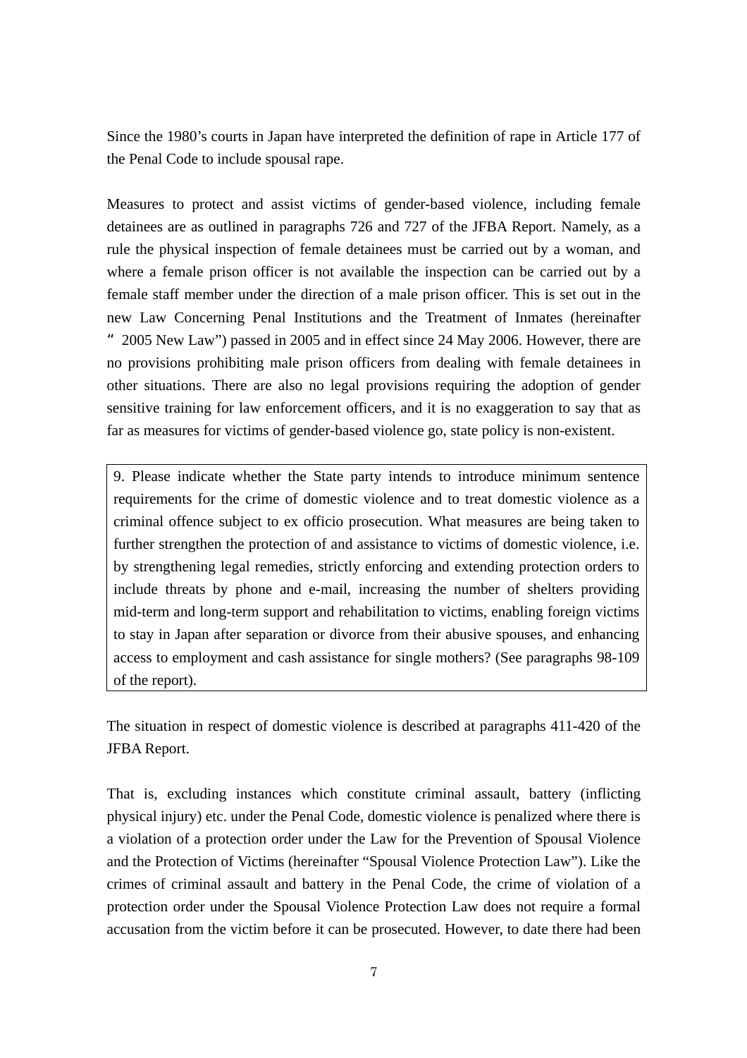Since the 1980's courts in Japan have interpreted the definition of rape in Article 177 of the Penal Code to include spousal rape.

Measures to protect and assist victims of gender-based violence, including female detainees are as outlined in paragraphs 726 and 727 of the JFBA Report. Namely, as a rule the physical inspection of female detainees must be carried out by a woman, and where a female prison officer is not available the inspection can be carried out by a female staff member under the direction of a male prison officer. This is set out in the new Law Concerning Penal Institutions and the Treatment of Inmates (hereinafter " 2005 New Law") passed in 2005 and in effect since 24 May 2006. However, there are no provisions prohibiting male prison officers from dealing with female detainees in other situations. There are also no legal provisions requiring the adoption of gender sensitive training for law enforcement officers, and it is no exaggeration to say that as far as measures for victims of gender-based violence go, state policy is non-existent.

> 9. Please indicate whether the State party intends to introduce minimum sentence requirements for the crime of domestic violence and to treat domestic violence as a criminal offence subject to ex officio prosecution. What measures are being taken to further strengthen the protection of and assistance to victims of domestic violence, i.e. by strengthening legal remedies, strictly enforcing and extending protection orders to include threats by phone and e-mail, increasing the number of shelters providing mid-term and long-term support and rehabilitation to victims, enabling foreign victims to stay in Japan after separation or divorce from their abusive spouses, and enhancing access to employment and cash assistance for single mothers? (See paragraphs 98-109 of the report).

The situation in respect of domestic violence is described at paragraphs 411-420 of the JFBA Report.

That is, excluding instances which constitute criminal assault, battery (inflicting physical injury) etc. under the Penal Code, domestic violence is penalized where there is a violation of a protection order under the Law for the Prevention of Spousal Violence and the Protection of Victims (hereinafter "Spousal Violence Protection Law"). Like the crimes of criminal assault and battery in the Penal Code, the crime of violation of a protection order under the Spousal Violence Protection Law does not require a formal accusation from the victim before it can be prosecuted. However, to date there had been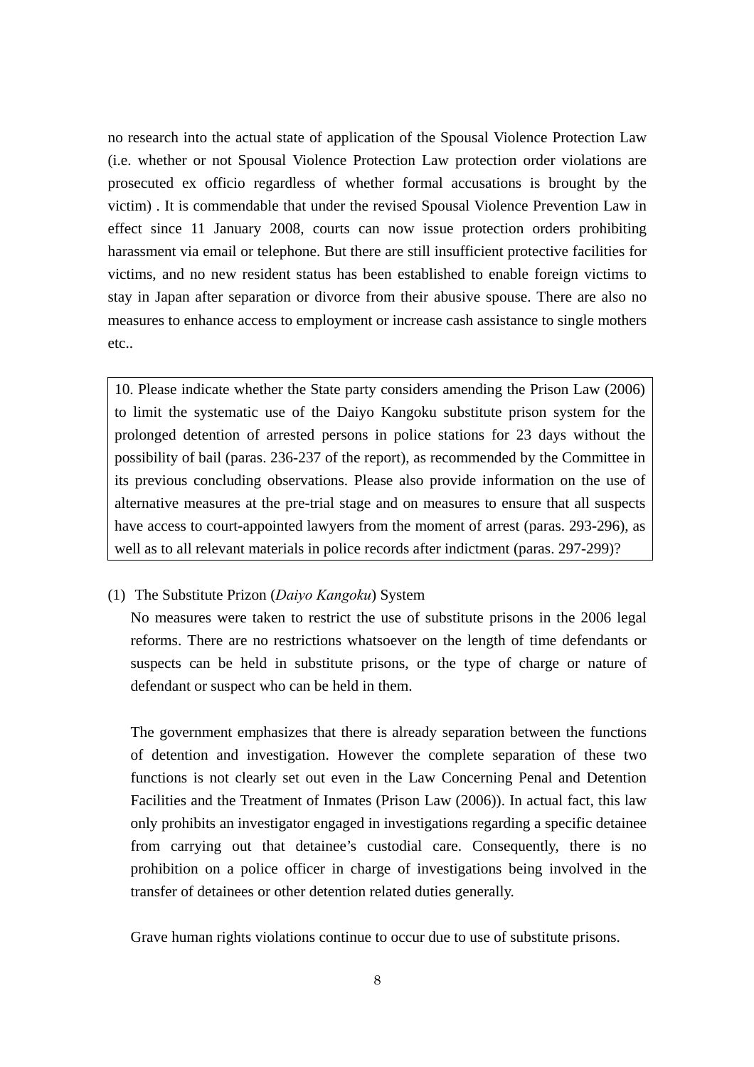no research into the actual state of application of the Spousal Violence Protection Law (i.e. whether or not Spousal Violence Protection Law protection order violations are prosecuted ex officio regardless of whether formal accusations is brought by the victim) . It is commendable that under the revised Spousal Violence Prevention Law in effect since 11 January 2008, courts can now issue protection orders prohibiting harassment via email or telephone. But there are still insufficient protective facilities for victims, and no new resident status has been established to enable foreign victims to stay in Japan after separation or divorce from their abusive spouse. There are also no measures to enhance access to employment or increase cash assistance to single mothers etc..

> 10. Please indicate whether the State party considers amending the Prison Law (2006) to limit the systematic use of the Daiyo Kangoku substitute prison system for the prolonged detention of arrested persons in police stations for 23 days without the possibility of bail (paras. 236-237 of the report), as recommended by the Committee in its previous concluding observations. Please also provide information on the use of alternative measures at the pre-trial stage and on measures to ensure that all suspects have access to court-appointed lawyers from the moment of arrest (paras. 293-296), as well as to all relevant materials in police records after indictment (paras. 297-299)?

(1) The Substitute Prizon (*Daiyo Kangoku*) System

No measures were taken to restrict the use of substitute prisons in the 2006 legal reforms. There are no restrictions whatsoever on the length of time defendants or suspects can be held in substitute prisons, or the type of charge or nature of defendant or suspect who can be held in them.

The government emphasizes that there is already separation between the functions of detention and investigation. However the complete separation of these two functions is not clearly set out even in the Law Concerning Penal and Detention Facilities and the Treatment of Inmates (Prison Law (2006)). In actual fact, this law only prohibits an investigator engaged in investigations regarding a specific detainee from carrying out that detainee's custodial care. Consequently, there is no prohibition on a police officer in charge of investigations being involved in the transfer of detainees or other detention related duties generally.

Grave human rights violations continue to occur due to use of substitute prisons.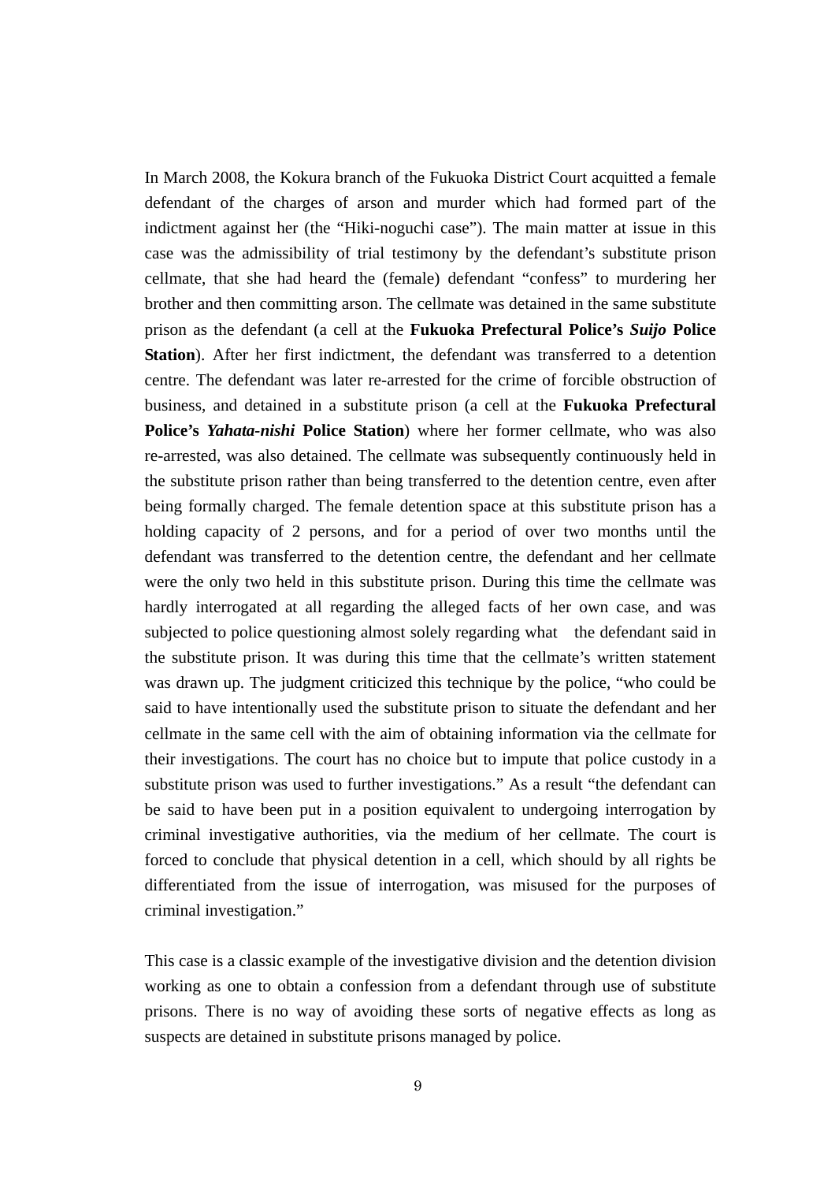In March 2008, the Kokura branch of the Fukuoka District Court acquitted a female defendant of the charges of arson and murder which had formed part of the indictment against her (the "Hiki-noguchi case"). The main matter at issue in this case was the admissibility of trial testimony by the defendant's substitute prison cellmate, that she had heard the (female) defendant "confess" to murdering her brother and then committing arson. The cellmate was detained in the same substitute prison as the defendant (a cell at the **Fukuoka Prefectural Police's *Suijo* Police Station**). After her first indictment, the defendant was transferred to a detention centre. The defendant was later re-arrested for the crime of forcible obstruction of business, and detained in a substitute prison (a cell at the **Fukuoka Prefectural Police's *Yahata-nishi* Police Station**) where her former cellmate, who was also re-arrested, was also detained. The cellmate was subsequently continuously held in the substitute prison rather than being transferred to the detention centre, even after being formally charged. The female detention space at this substitute prison has a holding capacity of 2 persons, and for a period of over two months until the defendant was transferred to the detention centre, the defendant and her cellmate were the only two held in this substitute prison. During this time the cellmate was hardly interrogated at all regarding the alleged facts of her own case, and was subjected to police questioning almost solely regarding what the defendant said in the substitute prison. It was during this time that the cellmate's written statement was drawn up. The judgment criticized this technique by the police, "who could be said to have intentionally used the substitute prison to situate the defendant and her cellmate in the same cell with the aim of obtaining information via the cellmate for their investigations. The court has no choice but to impute that police custody in a substitute prison was used to further investigations." As a result "the defendant can be said to have been put in a position equivalent to undergoing interrogation by criminal investigative authorities, via the medium of her cellmate. The court is forced to conclude that physical detention in a cell, which should by all rights be differentiated from the issue of interrogation, was misused for the purposes of criminal investigation."

This case is a classic example of the investigative division and the detention division working as one to obtain a confession from a defendant through use of substitute prisons. There is no way of avoiding these sorts of negative effects as long as suspects are detained in substitute prisons managed by police.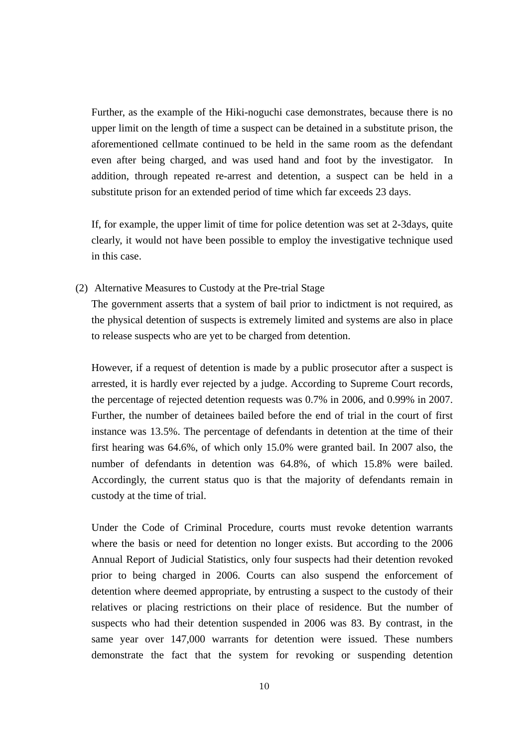Further, as the example of the Hiki-noguchi case demonstrates, because there is no upper limit on the length of time a suspect can be detained in a substitute prison, the aforementioned cellmate continued to be held in the same room as the defendant even after being charged, and was used hand and foot by the investigator. In addition, through repeated re-arrest and detention, a suspect can be held in a substitute prison for an extended period of time which far exceeds 23 days.

If, for example, the upper limit of time for police detention was set at 2-3days, quite clearly, it would not have been possible to employ the investigative technique used in this case.

(2) Alternative Measures to Custody at the Pre-trial Stage

The government asserts that a system of bail prior to indictment is not required, as the physical detention of suspects is extremely limited and systems are also in place to release suspects who are yet to be charged from detention.

However, if a request of detention is made by a public prosecutor after a suspect is arrested, it is hardly ever rejected by a judge. According to Supreme Court records, the percentage of rejected detention requests was 0.7% in 2006, and 0.99% in 2007. Further, the number of detainees bailed before the end of trial in the court of first instance was 13.5%. The percentage of defendants in detention at the time of their first hearing was 64.6%, of which only 15.0% were granted bail. In 2007 also, the number of defendants in detention was 64.8%, of which 15.8% were bailed. Accordingly, the current status quo is that the majority of defendants remain in custody at the time of trial.

Under the Code of Criminal Procedure, courts must revoke detention warrants where the basis or need for detention no longer exists. But according to the 2006 Annual Report of Judicial Statistics, only four suspects had their detention revoked prior to being charged in 2006. Courts can also suspend the enforcement of detention where deemed appropriate, by entrusting a suspect to the custody of their relatives or placing restrictions on their place of residence. But the number of suspects who had their detention suspended in 2006 was 83. By contrast, in the same year over 147,000 warrants for detention were issued. These numbers demonstrate the fact that the system for revoking or suspending detention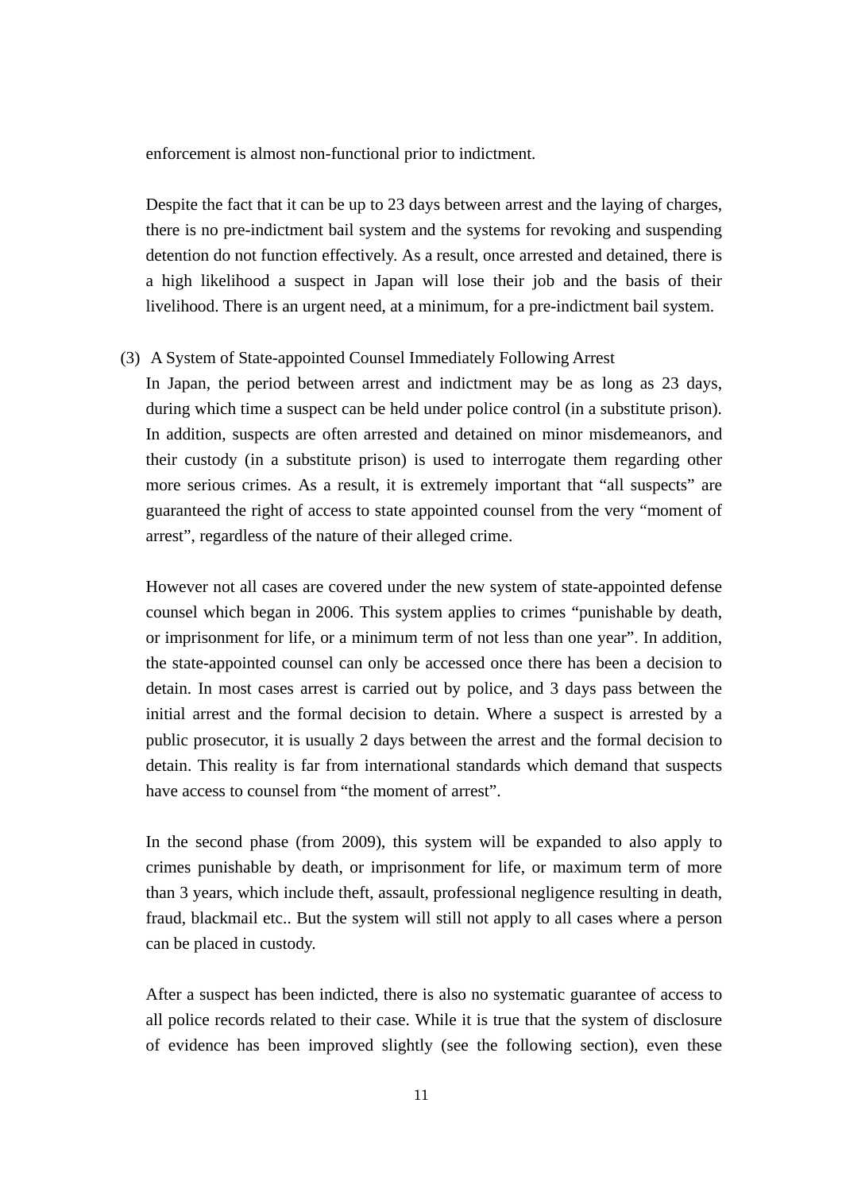enforcement is almost non-functional prior to indictment.

Despite the fact that it can be up to 23 days between arrest and the laying of charges, there is no pre-indictment bail system and the systems for revoking and suspending detention do not function effectively. As a result, once arrested and detained, there is a high likelihood a suspect in Japan will lose their job and the basis of their livelihood. There is an urgent need, at a minimum, for a pre-indictment bail system.

### (3) A System of State-appointed Counsel Immediately Following Arrest

In Japan, the period between arrest and indictment may be as long as 23 days, during which time a suspect can be held under police control (in a substitute prison). In addition, suspects are often arrested and detained on minor misdemeanors, and their custody (in a substitute prison) is used to interrogate them regarding other more serious crimes. As a result, it is extremely important that "all suspects" are guaranteed the right of access to state appointed counsel from the very "moment of arrest", regardless of the nature of their alleged crime.

However not all cases are covered under the new system of state-appointed defense counsel which began in 2006. This system applies to crimes "punishable by death, or imprisonment for life, or a minimum term of not less than one year". In addition, the state-appointed counsel can only be accessed once there has been a decision to detain. In most cases arrest is carried out by police, and 3 days pass between the initial arrest and the formal decision to detain. Where a suspect is arrested by a public prosecutor, it is usually 2 days between the arrest and the formal decision to detain. This reality is far from international standards which demand that suspects have access to counsel from "the moment of arrest".

In the second phase (from 2009), this system will be expanded to also apply to crimes punishable by death, or imprisonment for life, or maximum term of more than 3 years, which include theft, assault, professional negligence resulting in death, fraud, blackmail etc.. But the system will still not apply to all cases where a person can be placed in custody.

After a suspect has been indicted, there is also no systematic guarantee of access to all police records related to their case. While it is true that the system of disclosure of evidence has been improved slightly (see the following section), even these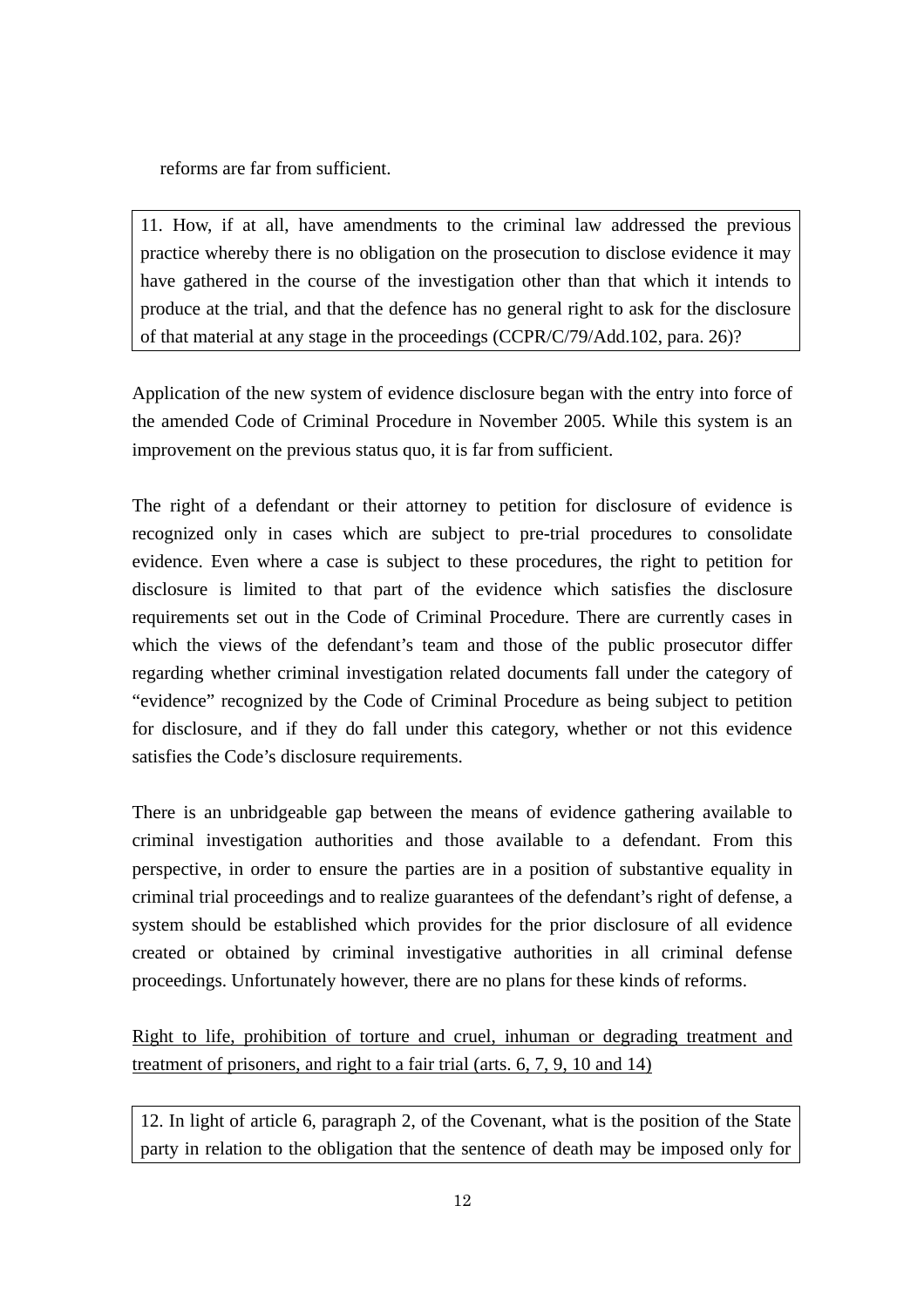reforms are far from sufficient.

> 11. How, if at all, have amendments to the criminal law addressed the previous practice whereby there is no obligation on the prosecution to disclose evidence it may have gathered in the course of the investigation other than that which it intends to produce at the trial, and that the defence has no general right to ask for the disclosure of that material at any stage in the proceedings (CCPR/C/79/Add.102, para. 26)?

Application of the new system of evidence disclosure began with the entry into force of the amended Code of Criminal Procedure in November 2005. While this system is an improvement on the previous status quo, it is far from sufficient.

The right of a defendant or their attorney to petition for disclosure of evidence is recognized only in cases which are subject to pre-trial procedures to consolidate evidence. Even where a case is subject to these procedures, the right to petition for disclosure is limited to that part of the evidence which satisfies the disclosure requirements set out in the Code of Criminal Procedure. There are currently cases in which the views of the defendant's team and those of the public prosecutor differ regarding whether criminal investigation related documents fall under the category of "evidence" recognized by the Code of Criminal Procedure as being subject to petition for disclosure, and if they do fall under this category, whether or not this evidence satisfies the Code's disclosure requirements.

There is an unbridgeable gap between the means of evidence gathering available to criminal investigation authorities and those available to a defendant. From this perspective, in order to ensure the parties are in a position of substantive equality in criminal trial proceedings and to realize guarantees of the defendant's right of defense, a system should be established which provides for the prior disclosure of all evidence created or obtained by criminal investigative authorities in all criminal defense proceedings. Unfortunately however, there are no plans for these kinds of reforms.

<u>Right to life, prohibition of torture and cruel, inhuman or degrading treatment and treatment of prisoners, and right to a fair trial (arts. 6, 7, 9, 10 and 14)</u>

> 12. In light of article 6, paragraph 2, of the Covenant, what is the position of the State party in relation to the obligation that the sentence of death may be imposed only for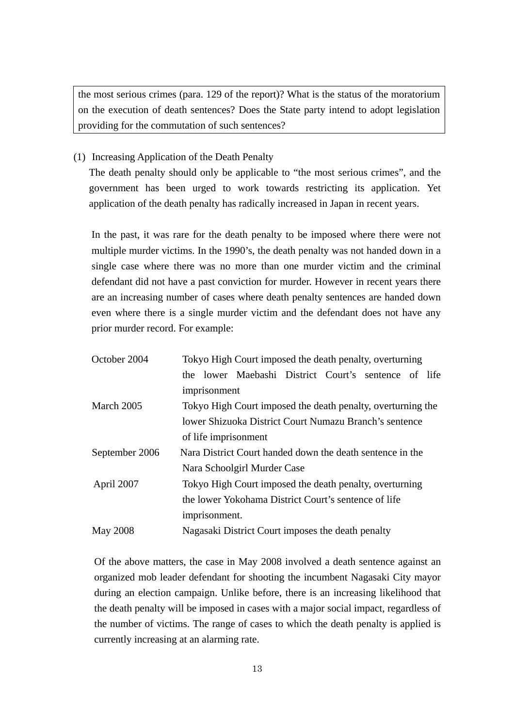> the most serious crimes (para. 129 of the report)? What is the status of the moratorium on the execution of death sentences? Does the State party intend to adopt legislation providing for the commutation of such sentences?

(1) Increasing Application of the Death Penalty

The death penalty should only be applicable to "the most serious crimes", and the government has been urged to work towards restricting its application. Yet application of the death penalty has radically increased in Japan in recent years.

In the past, it was rare for the death penalty to be imposed where there were not multiple murder victims. In the 1990's, the death penalty was not handed down in a single case where there was no more than one murder victim and the criminal defendant did not have a past conviction for murder. However in recent years there are an increasing number of cases where death penalty sentences are handed down even where there is a single murder victim and the defendant does not have any prior murder record. For example:

| | |
|---|---|
| October 2004 | Tokyo High Court imposed the death penalty, overturning the lower Maebashi District Court's sentence of life imprisonment |
| March 2005 | Tokyo High Court imposed the death penalty, overturning the lower Shizuoka District Court Numazu Branch's sentence of life imprisonment |
| September 2006 | Nara District Court handed down the death sentence in the Nara Schoolgirl Murder Case |
| April 2007 | Tokyo High Court imposed the death penalty, overturning the lower Yokohama District Court's sentence of life imprisonment. |
| May 2008 | Nagasaki District Court imposes the death penalty |

Of the above matters, the case in May 2008 involved a death sentence against an organized mob leader defendant for shooting the incumbent Nagasaki City mayor during an election campaign. Unlike before, there is an increasing likelihood that the death penalty will be imposed in cases with a major social impact, regardless of the number of victims. The range of cases to which the death penalty is applied is currently increasing at an alarming rate.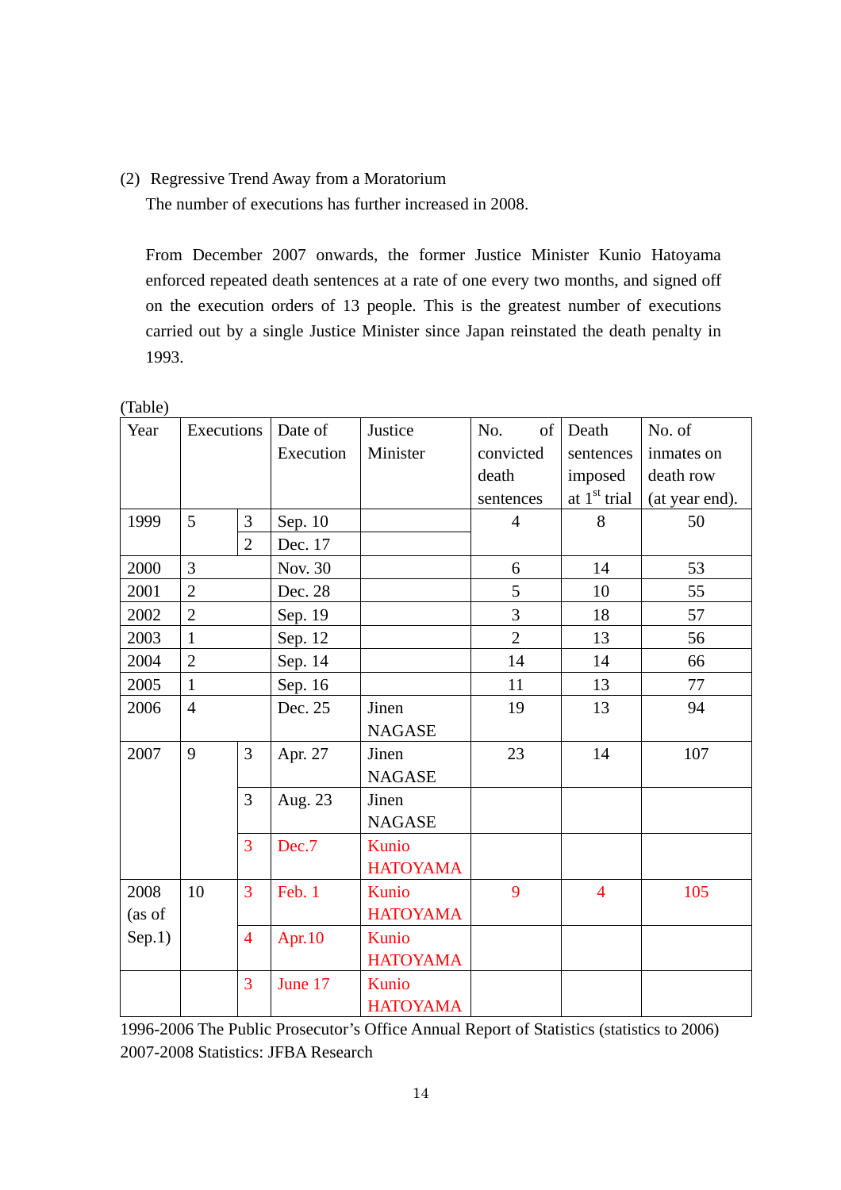(2) Regressive Trend Away from a Moratorium

The number of executions has further increased in 2008.

From December 2007 onwards, the former Justice Minister Kunio Hatoyama enforced repeated death sentences at a rate of one every two months, and signed off on the execution orders of 13 people. This is the greatest number of executions carried out by a single Justice Minister since Japan reinstated the death penalty in 1993.

(Table)

| Year | Executions | | Date of Execution | Justice Minister | No. of convicted death sentences | Death sentences imposed at 1st trial | No. of inmates on death row (at year end). |
|---|---|---|---|---|---|---|---|
| 1999 | 5 | 3 | Sep. 10 | | 4 | 8 | 50 |
| | | 2 | Dec. 17 | | | | |
| 2000 | 3 | | Nov. 30 | | 6 | 14 | 53 |
| 2001 | 2 | | Dec. 28 | | 5 | 10 | 55 |
| 2002 | 2 | | Sep. 19 | | 3 | 18 | 57 |
| 2003 | 1 | | Sep. 12 | | 2 | 13 | 56 |
| 2004 | 2 | | Sep. 14 | | 14 | 14 | 66 |
| 2005 | 1 | | Sep. 16 | | 11 | 13 | 77 |
| 2006 | 4 | | Dec. 25 | Jinen NAGASE | 19 | 13 | 94 |
| 2007 | 9 | 3 | Apr. 27 | Jinen NAGASE | 23 | 14 | 107 |
| | | 3 | Aug. 23 | Jinen NAGASE | | | |
| | | 3 | Dec.7 | Kunio HATOYAMA | | | |
| 2008 (as of Sep.1) | 10 | 3 | Feb. 1 | Kunio HATOYAMA | 9 | 4 | 105 |
| | | 4 | Apr.10 | Kunio HATOYAMA | | | |
| | | 3 | June 17 | Kunio HATOYAMA | | | |

1996-2006 The Public Prosecutor's Office Annual Report of Statistics (statistics to 2006)
2007-2008 Statistics: JFBA Research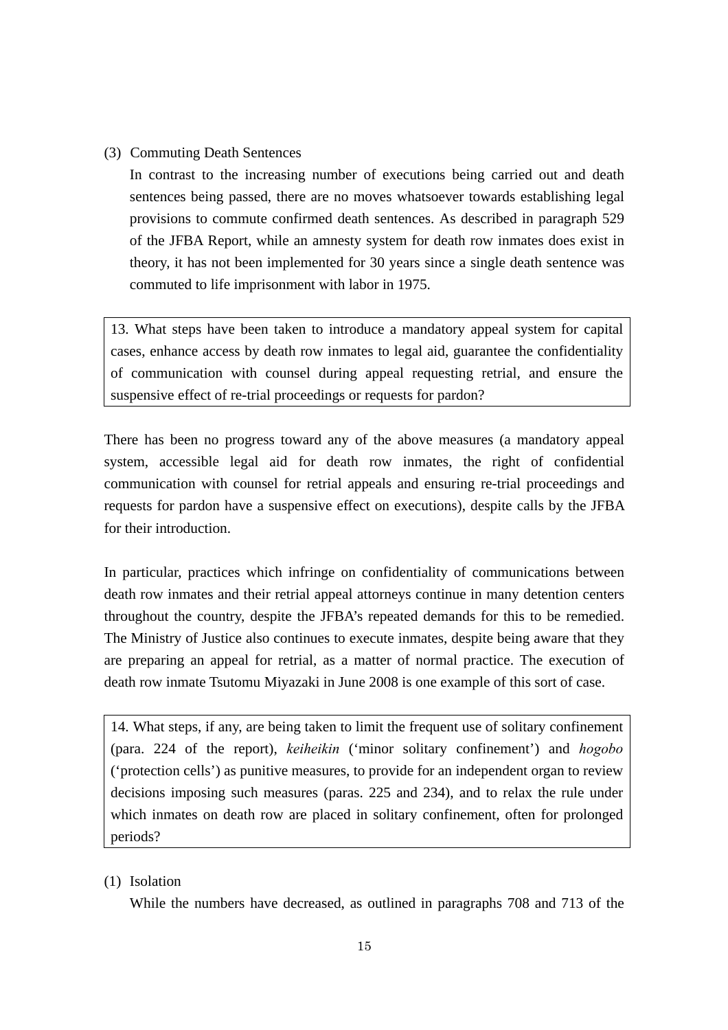### (3) Commuting Death Sentences

In contrast to the increasing number of executions being carried out and death sentences being passed, there are no moves whatsoever towards establishing legal provisions to commute confirmed death sentences. As described in paragraph 529 of the JFBA Report, while an amnesty system for death row inmates does exist in theory, it has not been implemented for 30 years since a single death sentence was commuted to life imprisonment with labor in 1975.

> 13. What steps have been taken to introduce a mandatory appeal system for capital cases, enhance access by death row inmates to legal aid, guarantee the confidentiality of communication with counsel during appeal requesting retrial, and ensure the suspensive effect of re-trial proceedings or requests for pardon?

There has been no progress toward any of the above measures (a mandatory appeal system, accessible legal aid for death row inmates, the right of confidential communication with counsel for retrial appeals and ensuring re-trial proceedings and requests for pardon have a suspensive effect on executions), despite calls by the JFBA for their introduction.

In particular, practices which infringe on confidentiality of communications between death row inmates and their retrial appeal attorneys continue in many detention centers throughout the country, despite the JFBA's repeated demands for this to be remedied. The Ministry of Justice also continues to execute inmates, despite being aware that they are preparing an appeal for retrial, as a matter of normal practice. The execution of death row inmate Tsutomu Miyazaki in June 2008 is one example of this sort of case.

> 14. What steps, if any, are being taken to limit the frequent use of solitary confinement (para. 224 of the report), *keiheikin* ('minor solitary confinement') and *hogobo* ('protection cells') as punitive measures, to provide for an independent organ to review decisions imposing such measures (paras. 225 and 234), and to relax the rule under which inmates on death row are placed in solitary confinement, often for prolonged periods?

### (1) Isolation

While the numbers have decreased, as outlined in paragraphs 708 and 713 of the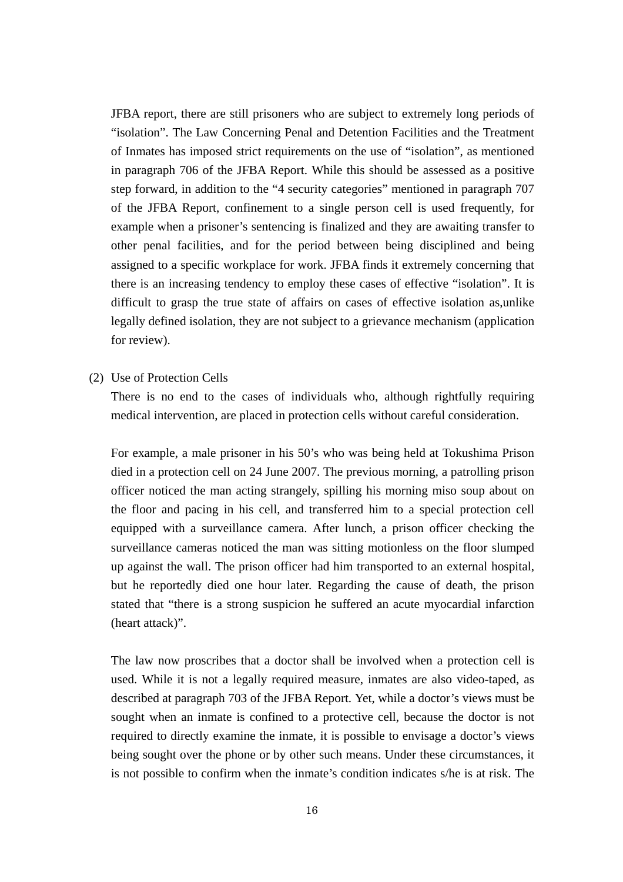JFBA report, there are still prisoners who are subject to extremely long periods of "isolation". The Law Concerning Penal and Detention Facilities and the Treatment of Inmates has imposed strict requirements on the use of "isolation", as mentioned in paragraph 706 of the JFBA Report. While this should be assessed as a positive step forward, in addition to the "4 security categories" mentioned in paragraph 707 of the JFBA Report, confinement to a single person cell is used frequently, for example when a prisoner's sentencing is finalized and they are awaiting transfer to other penal facilities, and for the period between being disciplined and being assigned to a specific workplace for work. JFBA finds it extremely concerning that there is an increasing tendency to employ these cases of effective "isolation". It is difficult to grasp the true state of affairs on cases of effective isolation as,unlike legally defined isolation, they are not subject to a grievance mechanism (application for review).

(2) Use of Protection Cells

There is no end to the cases of individuals who, although rightfully requiring medical intervention, are placed in protection cells without careful consideration.

For example, a male prisoner in his 50's who was being held at Tokushima Prison died in a protection cell on 24 June 2007. The previous morning, a patrolling prison officer noticed the man acting strangely, spilling his morning miso soup about on the floor and pacing in his cell, and transferred him to a special protection cell equipped with a surveillance camera. After lunch, a prison officer checking the surveillance cameras noticed the man was sitting motionless on the floor slumped up against the wall. The prison officer had him transported to an external hospital, but he reportedly died one hour later. Regarding the cause of death, the prison stated that "there is a strong suspicion he suffered an acute myocardial infarction (heart attack)".

The law now proscribes that a doctor shall be involved when a protection cell is used. While it is not a legally required measure, inmates are also video-taped, as described at paragraph 703 of the JFBA Report. Yet, while a doctor's views must be sought when an inmate is confined to a protective cell, because the doctor is not required to directly examine the inmate, it is possible to envisage a doctor's views being sought over the phone or by other such means. Under these circumstances, it is not possible to confirm when the inmate's condition indicates s/he is at risk. The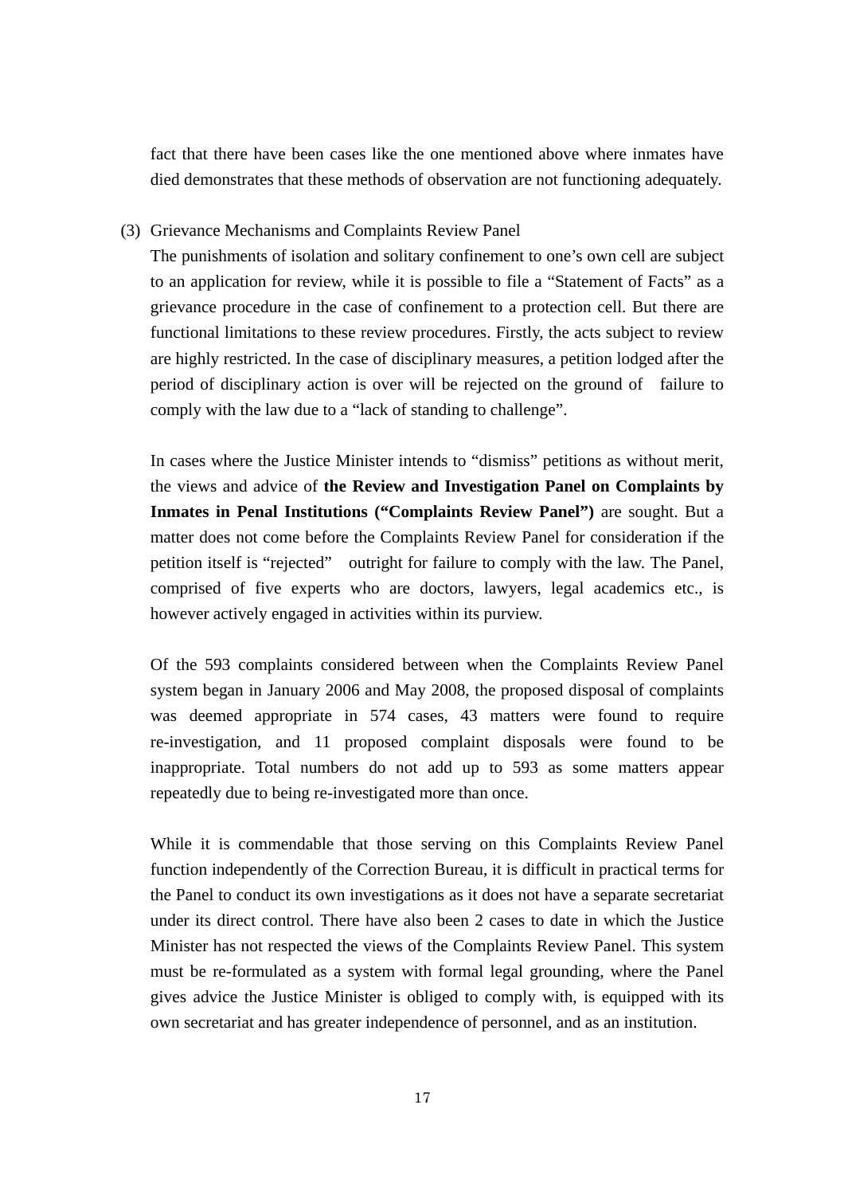fact that there have been cases like the one mentioned above where inmates have died demonstrates that these methods of observation are not functioning adequately.

(3) Grievance Mechanisms and Complaints Review Panel

The punishments of isolation and solitary confinement to one's own cell are subject to an application for review, while it is possible to file a "Statement of Facts" as a grievance procedure in the case of confinement to a protection cell. But there are functional limitations to these review procedures. Firstly, the acts subject to review are highly restricted. In the case of disciplinary measures, a petition lodged after the period of disciplinary action is over will be rejected on the ground of failure to comply with the law due to a "lack of standing to challenge".

In cases where the Justice Minister intends to "dismiss" petitions as without merit, the views and advice of **the Review and Investigation Panel on Complaints by Inmates in Penal Institutions ("Complaints Review Panel")** are sought. But a matter does not come before the Complaints Review Panel for consideration if the petition itself is "rejected" outright for failure to comply with the law. The Panel, comprised of five experts who are doctors, lawyers, legal academics etc., is however actively engaged in activities within its purview.

Of the 593 complaints considered between when the Complaints Review Panel system began in January 2006 and May 2008, the proposed disposal of complaints was deemed appropriate in 574 cases, 43 matters were found to require re-investigation, and 11 proposed complaint disposals were found to be inappropriate. Total numbers do not add up to 593 as some matters appear repeatedly due to being re-investigated more than once.

While it is commendable that those serving on this Complaints Review Panel function independently of the Correction Bureau, it is difficult in practical terms for the Panel to conduct its own investigations as it does not have a separate secretariat under its direct control. There have also been 2 cases to date in which the Justice Minister has not respected the views of the Complaints Review Panel. This system must be re-formulated as a system with formal legal grounding, where the Panel gives advice the Justice Minister is obliged to comply with, is equipped with its own secretariat and has greater independence of personnel, and as an institution.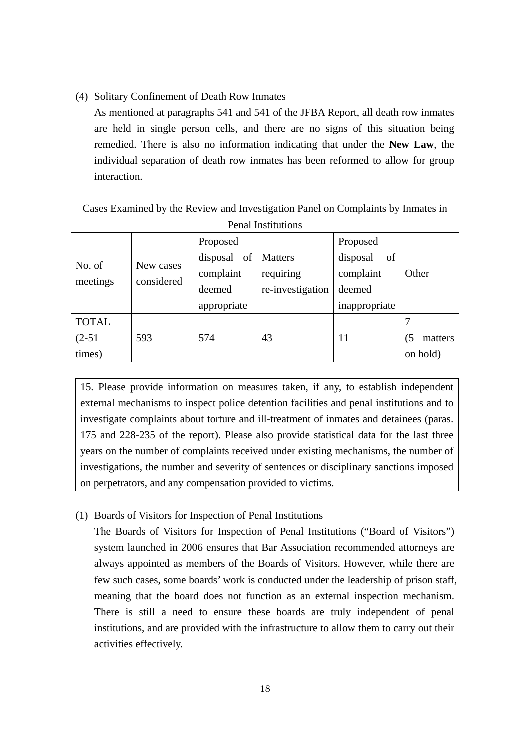(4) Solitary Confinement of Death Row Inmates

As mentioned at paragraphs 541 and 541 of the JFBA Report, all death row inmates are held in single person cells, and there are no signs of this situation being remedied. There is also no information indicating that under the **New Law**, the individual separation of death row inmates has been reformed to allow for group interaction.

Cases Examined by the Review and Investigation Panel on Complaints by Inmates in Penal Institutions

| No. of meetings | New cases considered | Proposed disposal of complaint deemed appropriate | Matters requiring re-investigation | Proposed disposal of complaint deemed inappropriate | Other |
|---|---|---|---|---|---|
| TOTAL (2-51 times) | 593 | 574 | 43 | 11 | 7 (5 matters on hold) |

> 15. Please provide information on measures taken, if any, to establish independent external mechanisms to inspect police detention facilities and penal institutions and to investigate complaints about torture and ill-treatment of inmates and detainees (paras. 175 and 228-235 of the report). Please also provide statistical data for the last three years on the number of complaints received under existing mechanisms, the number of investigations, the number and severity of sentences or disciplinary sanctions imposed on perpetrators, and any compensation provided to victims.

(1) Boards of Visitors for Inspection of Penal Institutions

The Boards of Visitors for Inspection of Penal Institutions ("Board of Visitors") system launched in 2006 ensures that Bar Association recommended attorneys are always appointed as members of the Boards of Visitors. However, while there are few such cases, some boards' work is conducted under the leadership of prison staff, meaning that the board does not function as an external inspection mechanism. There is still a need to ensure these boards are truly independent of penal institutions, and are provided with the infrastructure to allow them to carry out their activities effectively.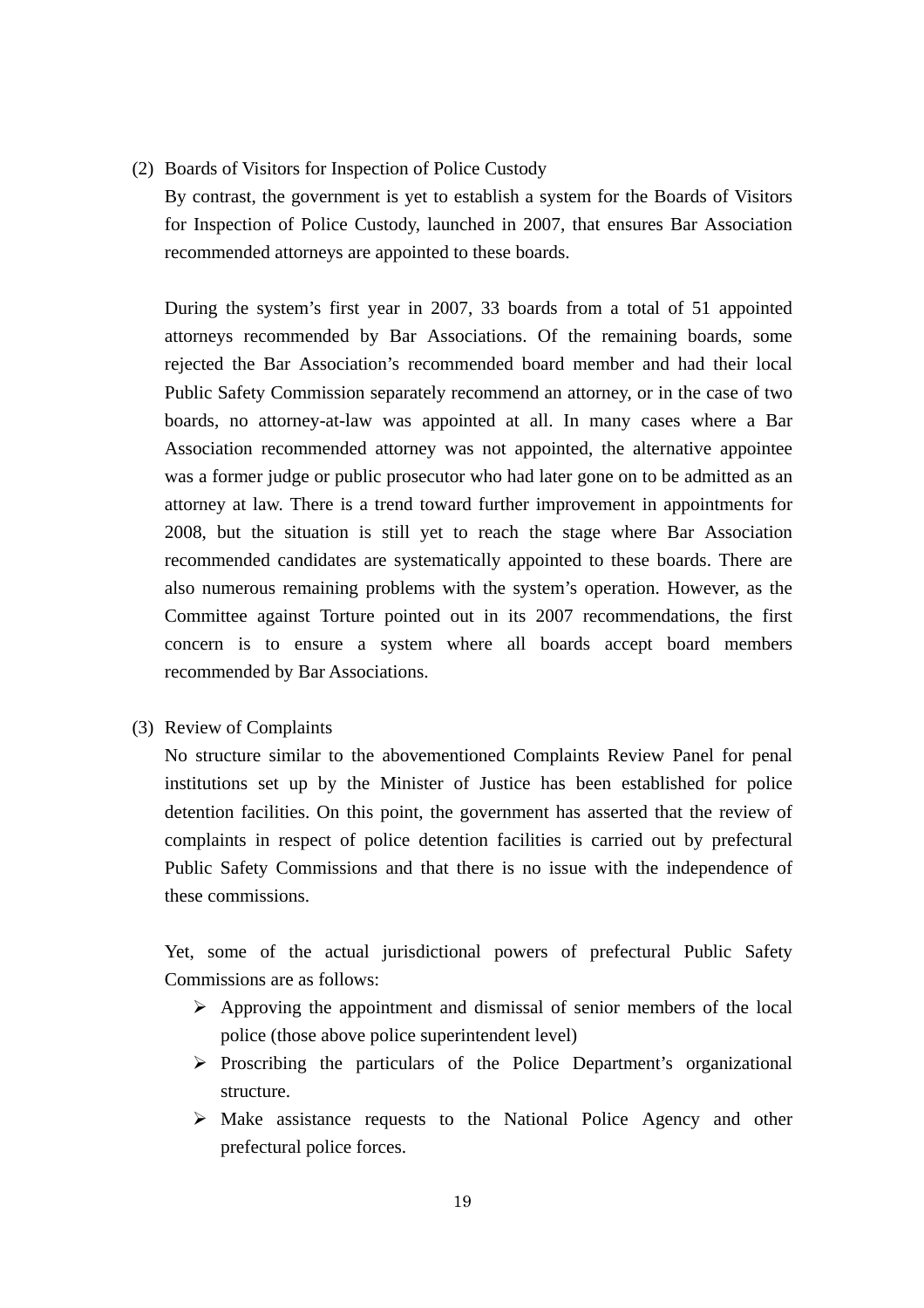(2) Boards of Visitors for Inspection of Police Custody

By contrast, the government is yet to establish a system for the Boards of Visitors for Inspection of Police Custody, launched in 2007, that ensures Bar Association recommended attorneys are appointed to these boards.

During the system's first year in 2007, 33 boards from a total of 51 appointed attorneys recommended by Bar Associations. Of the remaining boards, some rejected the Bar Association's recommended board member and had their local Public Safety Commission separately recommend an attorney, or in the case of two boards, no attorney-at-law was appointed at all. In many cases where a Bar Association recommended attorney was not appointed, the alternative appointee was a former judge or public prosecutor who had later gone on to be admitted as an attorney at law. There is a trend toward further improvement in appointments for 2008, but the situation is still yet to reach the stage where Bar Association recommended candidates are systematically appointed to these boards. There are also numerous remaining problems with the system's operation. However, as the Committee against Torture pointed out in its 2007 recommendations, the first concern is to ensure a system where all boards accept board members recommended by Bar Associations.

(3) Review of Complaints

No structure similar to the abovementioned Complaints Review Panel for penal institutions set up by the Minister of Justice has been established for police detention facilities. On this point, the government has asserted that the review of complaints in respect of police detention facilities is carried out by prefectural Public Safety Commissions and that there is no issue with the independence of these commissions.

Yet, some of the actual jurisdictional powers of prefectural Public Safety Commissions are as follows:

- Approving the appointment and dismissal of senior members of the local police (those above police superintendent level)
- Proscribing the particulars of the Police Department's organizational structure.
- Make assistance requests to the National Police Agency and other prefectural police forces.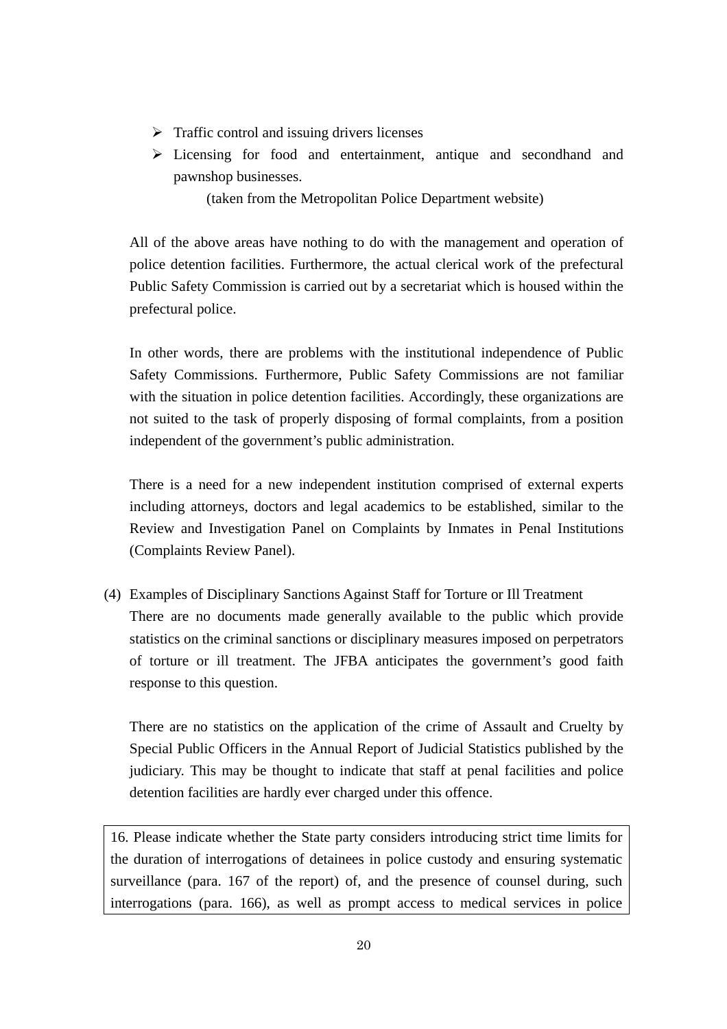- Traffic control and issuing drivers licenses
- Licensing for food and entertainment, antique and secondhand and pawnshop businesses.

(taken from the Metropolitan Police Department website)

All of the above areas have nothing to do with the management and operation of police detention facilities. Furthermore, the actual clerical work of the prefectural Public Safety Commission is carried out by a secretariat which is housed within the prefectural police.

In other words, there are problems with the institutional independence of Public Safety Commissions. Furthermore, Public Safety Commissions are not familiar with the situation in police detention facilities. Accordingly, these organizations are not suited to the task of properly disposing of formal complaints, from a position independent of the government's public administration.

There is a need for a new independent institution comprised of external experts including attorneys, doctors and legal academics to be established, similar to the Review and Investigation Panel on Complaints by Inmates in Penal Institutions (Complaints Review Panel).

(4) Examples of Disciplinary Sanctions Against Staff for Torture or Ill Treatment

There are no documents made generally available to the public which provide statistics on the criminal sanctions or disciplinary measures imposed on perpetrators of torture or ill treatment. The JFBA anticipates the government's good faith response to this question.

There are no statistics on the application of the crime of Assault and Cruelty by Special Public Officers in the Annual Report of Judicial Statistics published by the judiciary. This may be thought to indicate that staff at penal facilities and police detention facilities are hardly ever charged under this offence.

> 16. Please indicate whether the State party considers introducing strict time limits for the duration of interrogations of detainees in police custody and ensuring systematic surveillance (para. 167 of the report) of, and the presence of counsel during, such interrogations (para. 166), as well as prompt access to medical services in police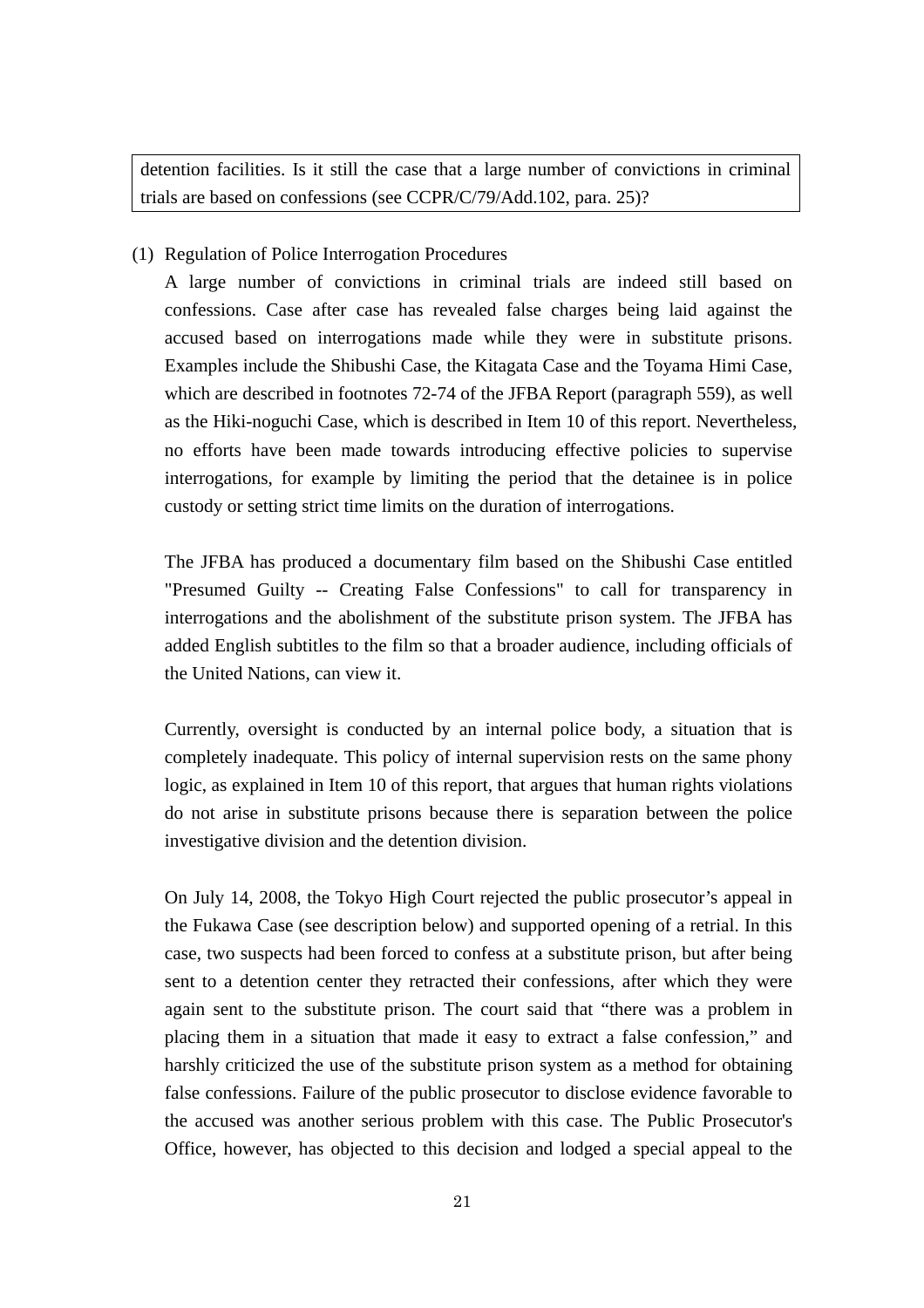detention facilities. Is it still the case that a large number of convictions in criminal trials are based on confessions (see CCPR/C/79/Add.102, para. 25)?

(1) Regulation of Police Interrogation Procedures

A large number of convictions in criminal trials are indeed still based on confessions. Case after case has revealed false charges being laid against the accused based on interrogations made while they were in substitute prisons. Examples include the Shibushi Case, the Kitagata Case and the Toyama Himi Case, which are described in footnotes 72-74 of the JFBA Report (paragraph 559), as well as the Hiki-noguchi Case, which is described in Item 10 of this report. Nevertheless, no efforts have been made towards introducing effective policies to supervise interrogations, for example by limiting the period that the detainee is in police custody or setting strict time limits on the duration of interrogations.

The JFBA has produced a documentary film based on the Shibushi Case entitled "Presumed Guilty -- Creating False Confessions" to call for transparency in interrogations and the abolishment of the substitute prison system. The JFBA has added English subtitles to the film so that a broader audience, including officials of the United Nations, can view it.

Currently, oversight is conducted by an internal police body, a situation that is completely inadequate. This policy of internal supervision rests on the same phony logic, as explained in Item 10 of this report, that argues that human rights violations do not arise in substitute prisons because there is separation between the police investigative division and the detention division.

On July 14, 2008, the Tokyo High Court rejected the public prosecutor’s appeal in the Fukawa Case (see description below) and supported opening of a retrial. In this case, two suspects had been forced to confess at a substitute prison, but after being sent to a detention center they retracted their confessions, after which they were again sent to the substitute prison. The court said that “there was a problem in placing them in a situation that made it easy to extract a false confession,” and harshly criticized the use of the substitute prison system as a method for obtaining false confessions. Failure of the public prosecutor to disclose evidence favorable to the accused was another serious problem with this case. The Public Prosecutor's Office, however, has objected to this decision and lodged a special appeal to the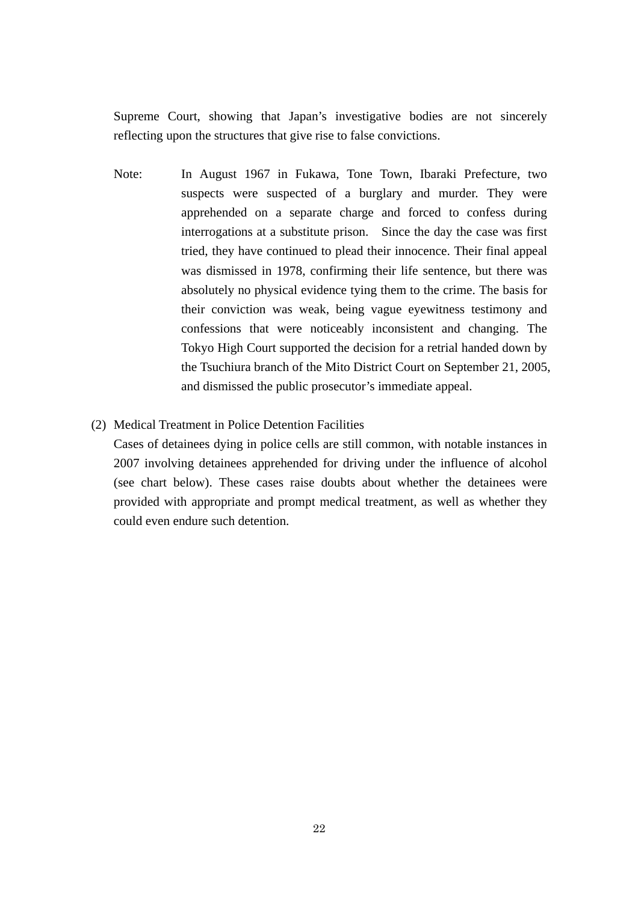Supreme Court, showing that Japan's investigative bodies are not sincerely reflecting upon the structures that give rise to false convictions.

Note: In August 1967 in Fukawa, Tone Town, Ibaraki Prefecture, two suspects were suspected of a burglary and murder. They were apprehended on a separate charge and forced to confess during interrogations at a substitute prison. Since the day the case was first tried, they have continued to plead their innocence. Their final appeal was dismissed in 1978, confirming their life sentence, but there was absolutely no physical evidence tying them to the crime. The basis for their conviction was weak, being vague eyewitness testimony and confessions that were noticeably inconsistent and changing. The Tokyo High Court supported the decision for a retrial handed down by the Tsuchiura branch of the Mito District Court on September 21, 2005, and dismissed the public prosecutor's immediate appeal.

(2) Medical Treatment in Police Detention Facilities

Cases of detainees dying in police cells are still common, with notable instances in 2007 involving detainees apprehended for driving under the influence of alcohol (see chart below). These cases raise doubts about whether the detainees were provided with appropriate and prompt medical treatment, as well as whether they could even endure such detention.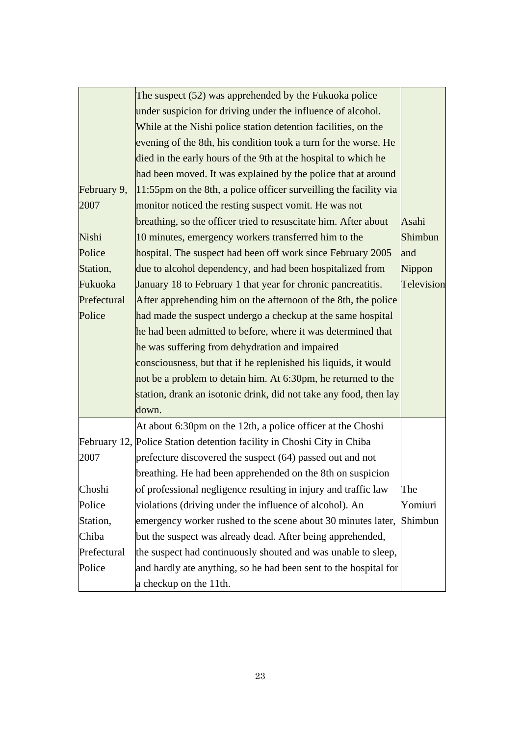| | | |
|---|---|---|
| February 9, 2007<br><br>Nishi Police Station, Fukuoka Prefectural Police | The suspect (52) was apprehended by the Fukuoka police under suspicion for driving under the influence of alcohol. While at the Nishi police station detention facilities, on the evening of the 8th, his condition took a turn for the worse. He died in the early hours of the 9th at the hospital to which he had been moved. It was explained by the police that at around 11:55pm on the 8th, a police officer surveilling the facility via monitor noticed the resting suspect vomit. He was not breathing, so the officer tried to resuscitate him. After about 10 minutes, emergency workers transferred him to the hospital. The suspect had been off work since February 2005 due to alcohol dependency, and had been hospitalized from January 18 to February 1 that year for chronic pancreatitis. After apprehending him on the afternoon of the 8th, the police had made the suspect undergo a checkup at the same hospital he had been admitted to before, where it was determined that he was suffering from dehydration and impaired consciousness, but that if he replenished his liquids, it would not be a problem to detain him. At 6:30pm, he returned to the station, drank an isotonic drink, did not take any food, then lay down. | Asahi Shimbun and Nippon Television |
| February 12, 2007<br><br>Choshi Police Station, Chiba Prefectural Police | At about 6:30pm on the 12th, a police officer at the Choshi Police Station detention facility in Choshi City in Chiba prefecture discovered the suspect (64) passed out and not breathing. He had been apprehended on the 8th on suspicion of professional negligence resulting in injury and traffic law violations (driving under the influence of alcohol). An emergency worker rushed to the scene about 30 minutes later, but the suspect was already dead. After being apprehended, the suspect had continuously shouted and was unable to sleep, and hardly ate anything, so he had been sent to the hospital for a checkup on the 11th. | The Yomiuri Shimbun |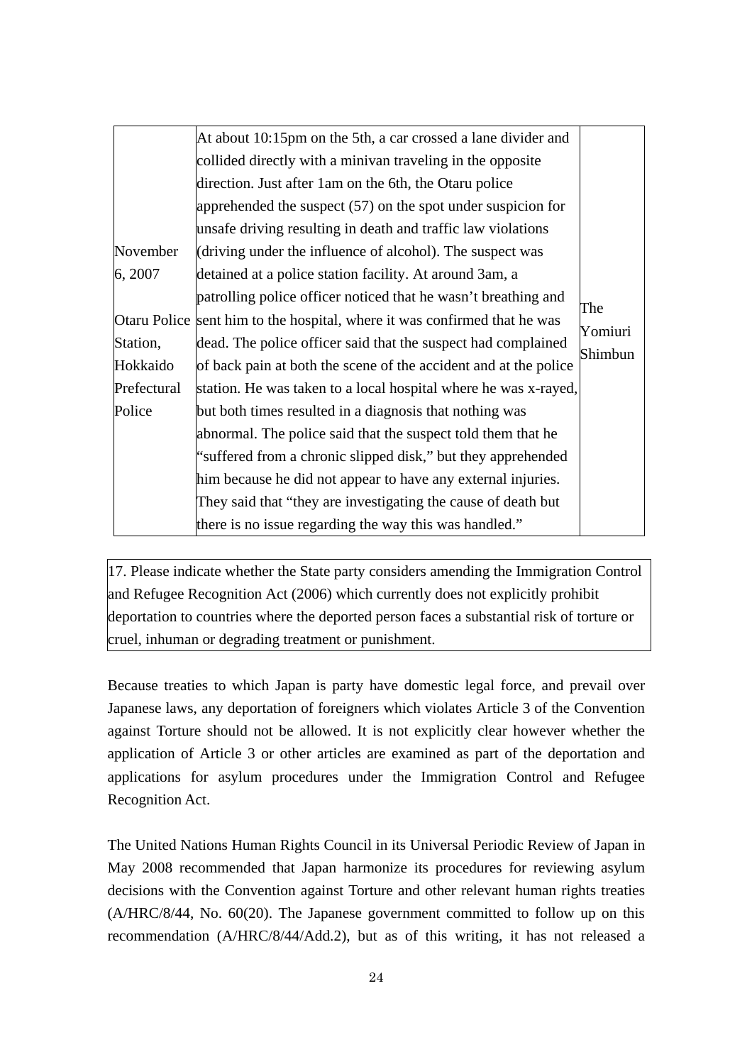| | | |
|---|---|---|
| November 6, 2007<br><br>Otaru Police Station, Hokkaido Prefectural Police | At about 10:15pm on the 5th, a car crossed a lane divider and collided directly with a minivan traveling in the opposite direction. Just after 1am on the 6th, the Otaru police apprehended the suspect (57) on the spot under suspicion for unsafe driving resulting in death and traffic law violations (driving under the influence of alcohol). The suspect was detained at a police station facility. At around 3am, a patrolling police officer noticed that he wasn't breathing and sent him to the hospital, where it was confirmed that he was dead. The police officer said that the suspect had complained of back pain at both the scene of the accident and at the police station. He was taken to a local hospital where he was x-rayed, but both times resulted in a diagnosis that nothing was abnormal. The police said that the suspect told them that he "suffered from a chronic slipped disk," but they apprehended him because he did not appear to have any external injuries. They said that "they are investigating the cause of death but there is no issue regarding the way this was handled." | The Yomiuri Shimbun |

| 17. Please indicate whether the State party considers amending the Immigration Control and Refugee Recognition Act (2006) which currently does not explicitly prohibit deportation to countries where the deported person faces a substantial risk of torture or cruel, inhuman or degrading treatment or punishment. |
|---|

Because treaties to which Japan is party have domestic legal force, and prevail over Japanese laws, any deportation of foreigners which violates Article 3 of the Convention against Torture should not be allowed. It is not explicitly clear however whether the application of Article 3 or other articles are examined as part of the deportation and applications for asylum procedures under the Immigration Control and Refugee Recognition Act.

The United Nations Human Rights Council in its Universal Periodic Review of Japan in May 2008 recommended that Japan harmonize its procedures for reviewing asylum decisions with the Convention against Torture and other relevant human rights treaties (A/HRC/8/44, No. 60(20). The Japanese government committed to follow up on this recommendation (A/HRC/8/44/Add.2), but as of this writing, it has not released a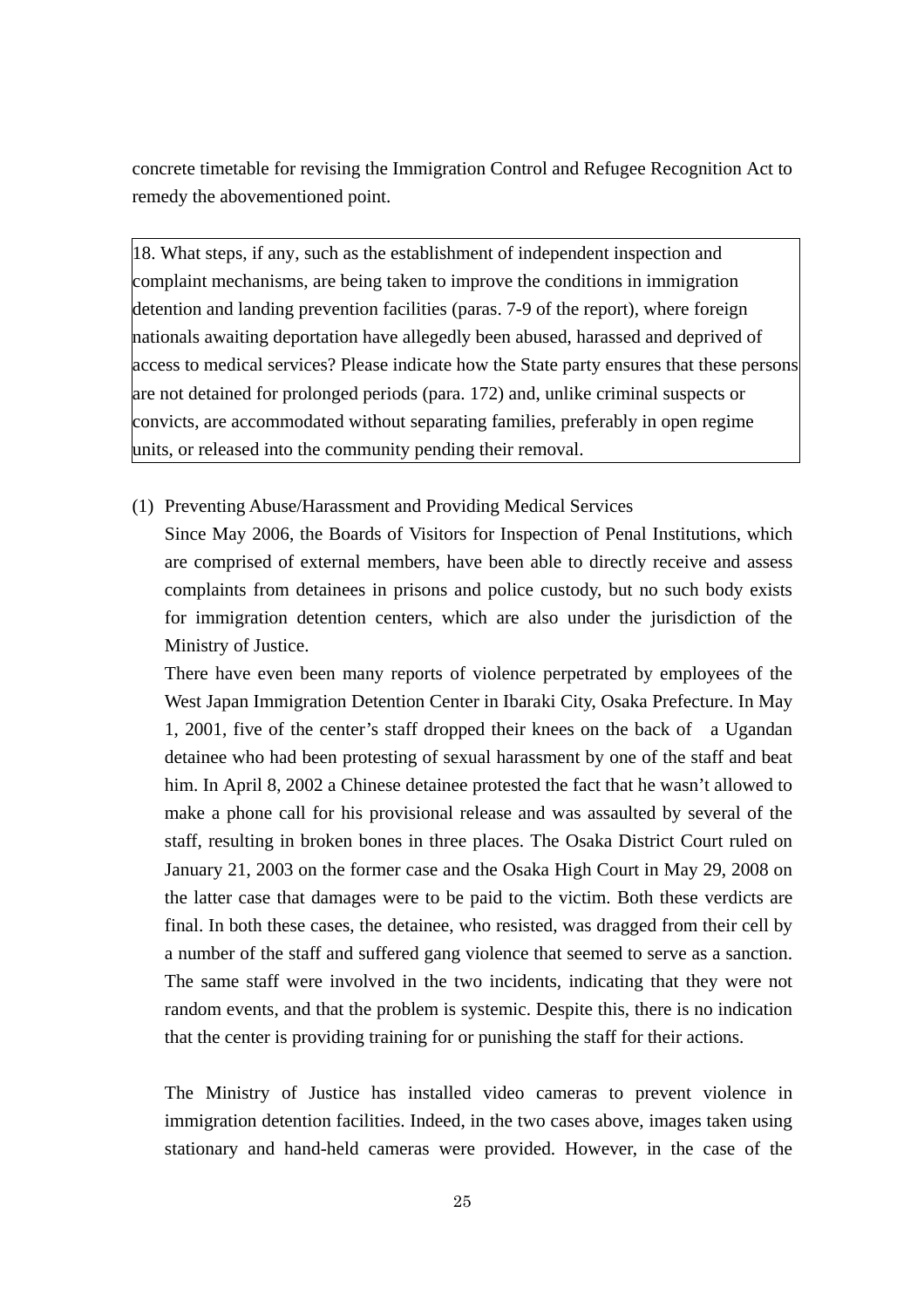concrete timetable for revising the Immigration Control and Refugee Recognition Act to remedy the abovementioned point.

| 18. What steps, if any, such as the establishment of independent inspection and complaint mechanisms, are being taken to improve the conditions in immigration detention and landing prevention facilities (paras. 7-9 of the report), where foreign nationals awaiting deportation have allegedly been abused, harassed and deprived of access to medical services? Please indicate how the State party ensures that these persons are not detained for prolonged periods (para. 172) and, unlike criminal suspects or convicts, are accommodated without separating families, preferably in open regime units, or released into the community pending their removal. |
|---|

(1) Preventing Abuse/Harassment and Providing Medical Services

Since May 2006, the Boards of Visitors for Inspection of Penal Institutions, which are comprised of external members, have been able to directly receive and assess complaints from detainees in prisons and police custody, but no such body exists for immigration detention centers, which are also under the jurisdiction of the Ministry of Justice.

There have even been many reports of violence perpetrated by employees of the West Japan Immigration Detention Center in Ibaraki City, Osaka Prefecture. In May 1, 2001, five of the center's staff dropped their knees on the back of a Ugandan detainee who had been protesting of sexual harassment by one of the staff and beat him. In April 8, 2002 a Chinese detainee protested the fact that he wasn't allowed to make a phone call for his provisional release and was assaulted by several of the staff, resulting in broken bones in three places. The Osaka District Court ruled on January 21, 2003 on the former case and the Osaka High Court in May 29, 2008 on the latter case that damages were to be paid to the victim. Both these verdicts are final. In both these cases, the detainee, who resisted, was dragged from their cell by a number of the staff and suffered gang violence that seemed to serve as a sanction. The same staff were involved in the two incidents, indicating that they were not random events, and that the problem is systemic. Despite this, there is no indication that the center is providing training for or punishing the staff for their actions.

The Ministry of Justice has installed video cameras to prevent violence in immigration detention facilities. Indeed, in the two cases above, images taken using stationary and hand-held cameras were provided. However, in the case of the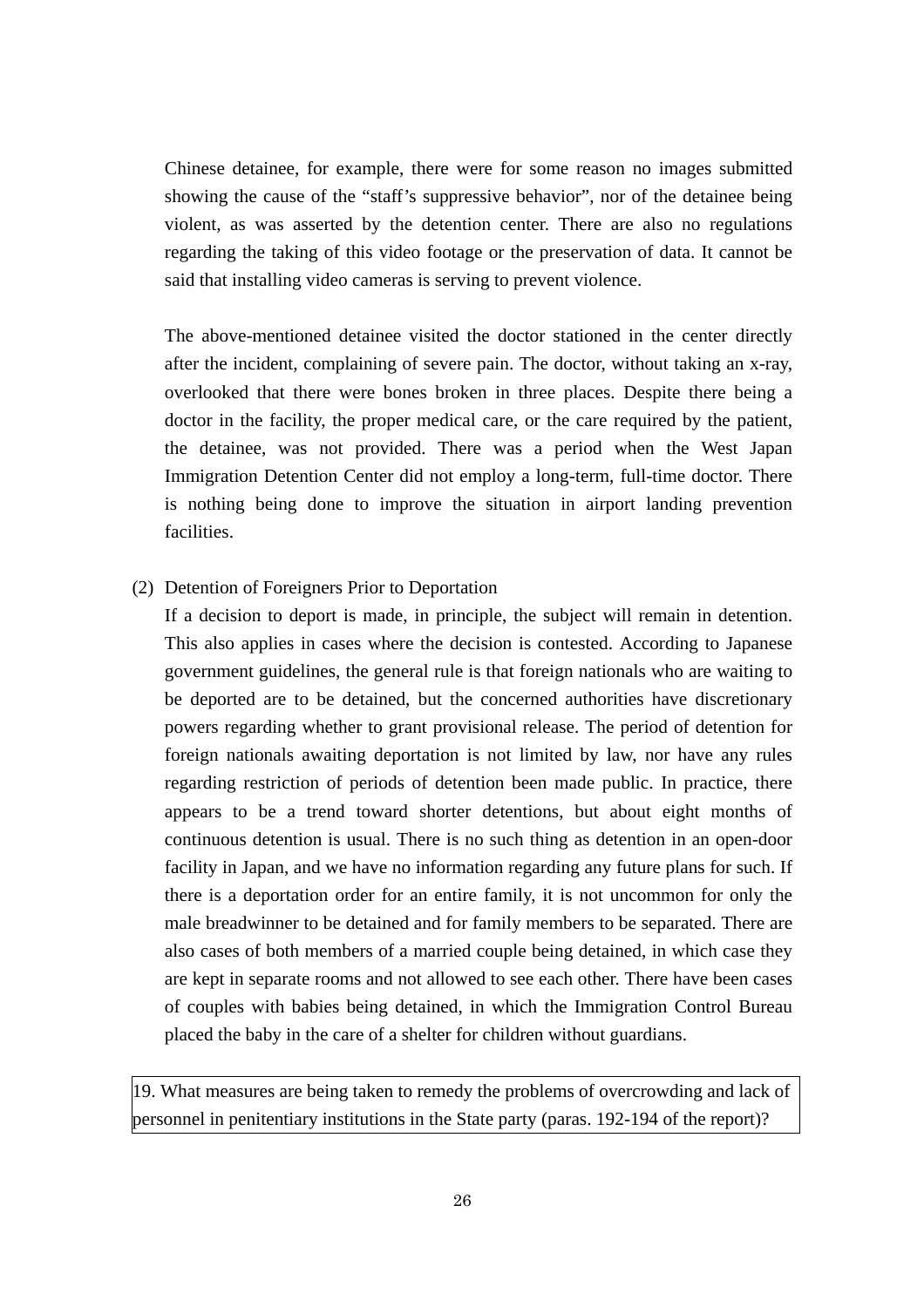Chinese detainee, for example, there were for some reason no images submitted showing the cause of the "staff's suppressive behavior", nor of the detainee being violent, as was asserted by the detention center. There are also no regulations regarding the taking of this video footage or the preservation of data. It cannot be said that installing video cameras is serving to prevent violence.

The above-mentioned detainee visited the doctor stationed in the center directly after the incident, complaining of severe pain. The doctor, without taking an x-ray, overlooked that there were bones broken in three places. Despite there being a doctor in the facility, the proper medical care, or the care required by the patient, the detainee, was not provided. There was a period when the West Japan Immigration Detention Center did not employ a long-term, full-time doctor. There is nothing being done to improve the situation in airport landing prevention facilities.

(2) Detention of Foreigners Prior to Deportation

If a decision to deport is made, in principle, the subject will remain in detention. This also applies in cases where the decision is contested. According to Japanese government guidelines, the general rule is that foreign nationals who are waiting to be deported are to be detained, but the concerned authorities have discretionary powers regarding whether to grant provisional release. The period of detention for foreign nationals awaiting deportation is not limited by law, nor have any rules regarding restriction of periods of detention been made public. In practice, there appears to be a trend toward shorter detentions, but about eight months of continuous detention is usual. There is no such thing as detention in an open-door facility in Japan, and we have no information regarding any future plans for such. If there is a deportation order for an entire family, it is not uncommon for only the male breadwinner to be detained and for family members to be separated. There are also cases of both members of a married couple being detained, in which case they are kept in separate rooms and not allowed to see each other. There have been cases of couples with babies being detained, in which the Immigration Control Bureau placed the baby in the care of a shelter for children without guardians.

| 19. What measures are being taken to remedy the problems of overcrowding and lack of personnel in penitentiary institutions in the State party (paras. 192-194 of the report)? |
|---|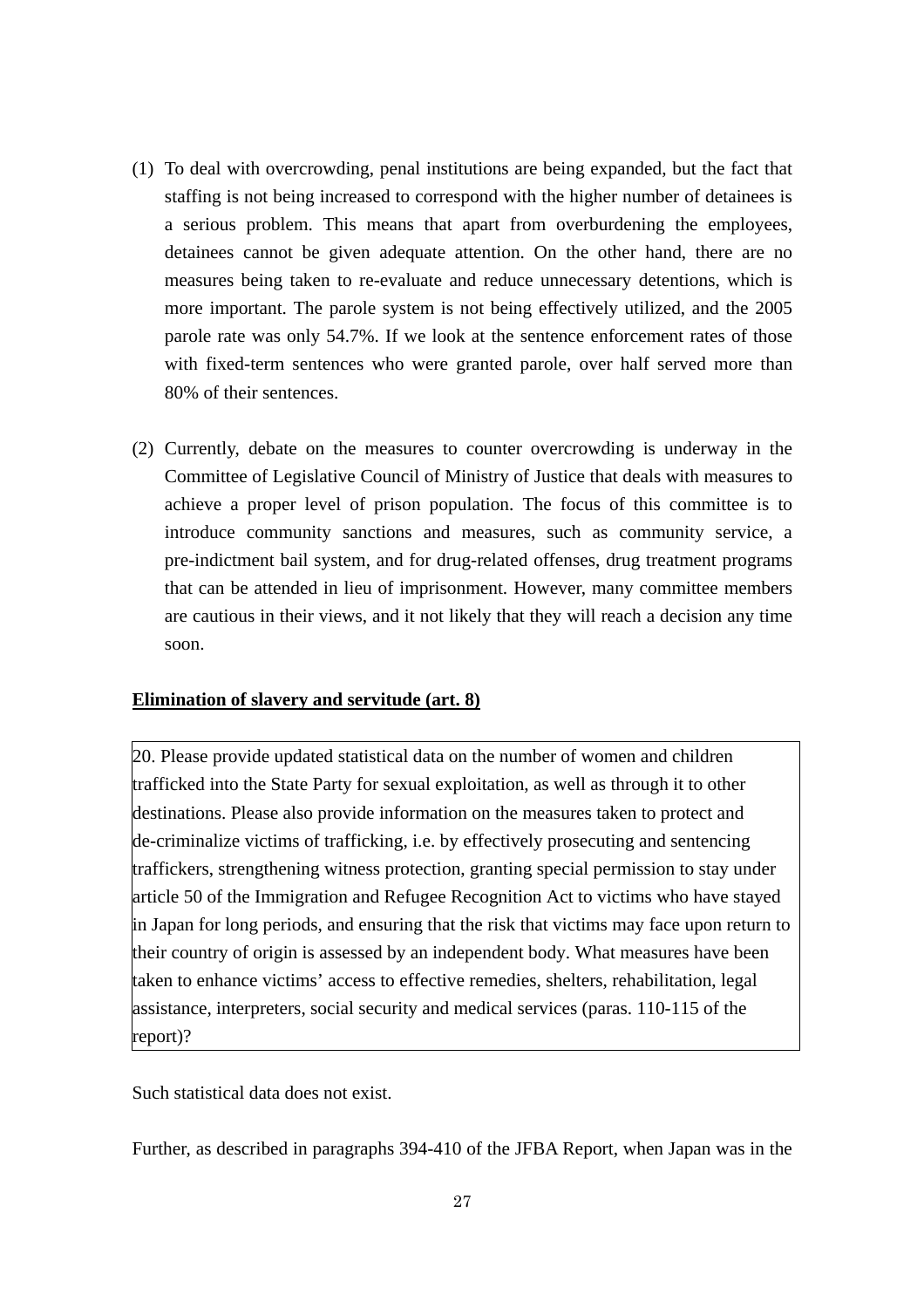(1) To deal with overcrowding, penal institutions are being expanded, but the fact that staffing is not being increased to correspond with the higher number of detainees is a serious problem. This means that apart from overburdening the employees, detainees cannot be given adequate attention. On the other hand, there are no measures being taken to re-evaluate and reduce unnecessary detentions, which is more important. The parole system is not being effectively utilized, and the 2005 parole rate was only 54.7%. If we look at the sentence enforcement rates of those with fixed-term sentences who were granted parole, over half served more than 80% of their sentences.

(2) Currently, debate on the measures to counter overcrowding is underway in the Committee of Legislative Council of Ministry of Justice that deals with measures to achieve a proper level of prison population. The focus of this committee is to introduce community sanctions and measures, such as community service, a pre-indictment bail system, and for drug-related offenses, drug treatment programs that can be attended in lieu of imprisonment. However, many committee members are cautious in their views, and it not likely that they will reach a decision any time soon.

**Elimination of slavery and servitude (art. 8)**

> 20. Please provide updated statistical data on the number of women and children trafficked into the State Party for sexual exploitation, as well as through it to other destinations. Please also provide information on the measures taken to protect and de-criminalize victims of trafficking, i.e. by effectively prosecuting and sentencing traffickers, strengthening witness protection, granting special permission to stay under article 50 of the Immigration and Refugee Recognition Act to victims who have stayed in Japan for long periods, and ensuring that the risk that victims may face upon return to their country of origin is assessed by an independent body. What measures have been taken to enhance victims' access to effective remedies, shelters, rehabilitation, legal assistance, interpreters, social security and medical services (paras. 110-115 of the report)?

Such statistical data does not exist.

Further, as described in paragraphs 394-410 of the JFBA Report, when Japan was in the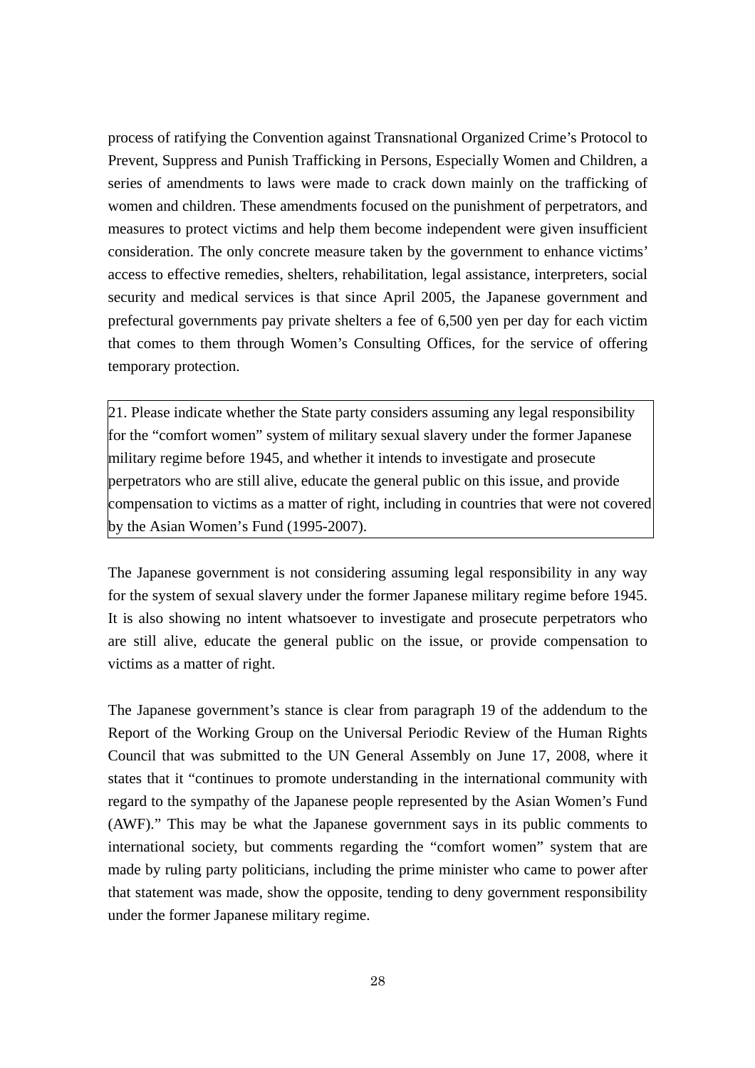process of ratifying the Convention against Transnational Organized Crime's Protocol to Prevent, Suppress and Punish Trafficking in Persons, Especially Women and Children, a series of amendments to laws were made to crack down mainly on the trafficking of women and children. These amendments focused on the punishment of perpetrators, and measures to protect victims and help them become independent were given insufficient consideration. The only concrete measure taken by the government to enhance victims' access to effective remedies, shelters, rehabilitation, legal assistance, interpreters, social security and medical services is that since April 2005, the Japanese government and prefectural governments pay private shelters a fee of 6,500 yen per day for each victim that comes to them through Women's Consulting Offices, for the service of offering temporary protection.

| 21. Please indicate whether the State party considers assuming any legal responsibility for the "comfort women" system of military sexual slavery under the former Japanese military regime before 1945, and whether it intends to investigate and prosecute perpetrators who are still alive, educate the general public on this issue, and provide compensation to victims as a matter of right, including in countries that were not covered by the Asian Women's Fund (1995-2007). |
|---|

The Japanese government is not considering assuming legal responsibility in any way for the system of sexual slavery under the former Japanese military regime before 1945. It is also showing no intent whatsoever to investigate and prosecute perpetrators who are still alive, educate the general public on the issue, or provide compensation to victims as a matter of right.

The Japanese government's stance is clear from paragraph 19 of the addendum to the Report of the Working Group on the Universal Periodic Review of the Human Rights Council that was submitted to the UN General Assembly on June 17, 2008, where it states that it "continues to promote understanding in the international community with regard to the sympathy of the Japanese people represented by the Asian Women's Fund (AWF)." This may be what the Japanese government says in its public comments to international society, but comments regarding the "comfort women" system that are made by ruling party politicians, including the prime minister who came to power after that statement was made, show the opposite, tending to deny government responsibility under the former Japanese military regime.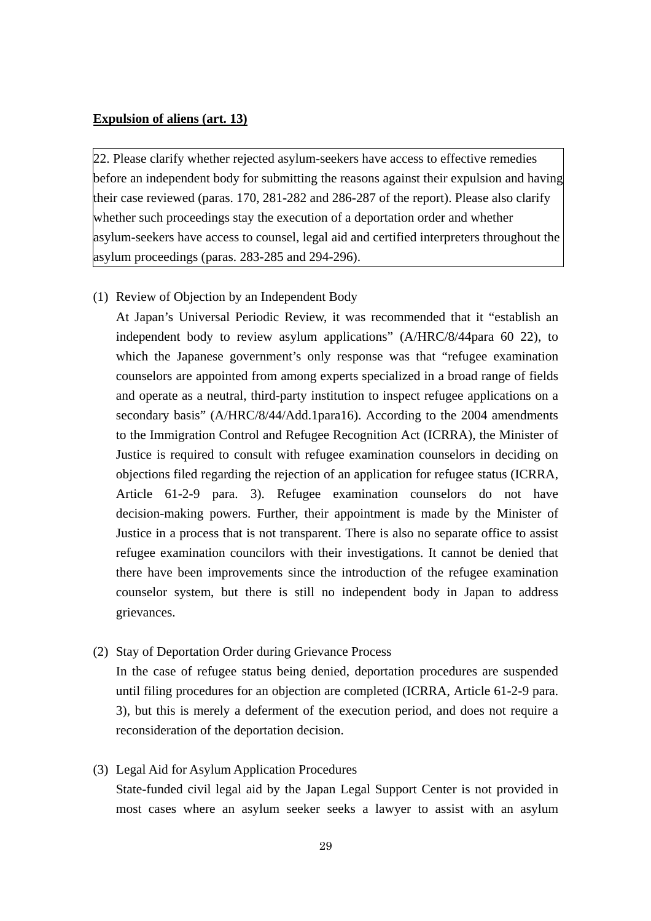**Expulsion of aliens (art. 13)**

> 22. Please clarify whether rejected asylum-seekers have access to effective remedies before an independent body for submitting the reasons against their expulsion and having their case reviewed (paras. 170, 281-282 and 286-287 of the report). Please also clarify whether such proceedings stay the execution of a deportation order and whether asylum-seekers have access to counsel, legal aid and certified interpreters throughout the asylum proceedings (paras. 283-285 and 294-296).

(1) Review of Objection by an Independent Body

At Japan's Universal Periodic Review, it was recommended that it "establish an independent body to review asylum applications" (A/HRC/8/44para 60 22), to which the Japanese government's only response was that "refugee examination counselors are appointed from among experts specialized in a broad range of fields and operate as a neutral, third-party institution to inspect refugee applications on a secondary basis" (A/HRC/8/44/Add.1para16). According to the 2004 amendments to the Immigration Control and Refugee Recognition Act (ICRRA), the Minister of Justice is required to consult with refugee examination counselors in deciding on objections filed regarding the rejection of an application for refugee status (ICRRA, Article 61-2-9 para. 3). Refugee examination counselors do not have decision-making powers. Further, their appointment is made by the Minister of Justice in a process that is not transparent. There is also no separate office to assist refugee examination councilors with their investigations. It cannot be denied that there have been improvements since the introduction of the refugee examination counselor system, but there is still no independent body in Japan to address grievances.

(2) Stay of Deportation Order during Grievance Process

In the case of refugee status being denied, deportation procedures are suspended until filing procedures for an objection are completed (ICRRA, Article 61-2-9 para. 3), but this is merely a deferment of the execution period, and does not require a reconsideration of the deportation decision.

(3) Legal Aid for Asylum Application Procedures

State-funded civil legal aid by the Japan Legal Support Center is not provided in most cases where an asylum seeker seeks a lawyer to assist with an asylum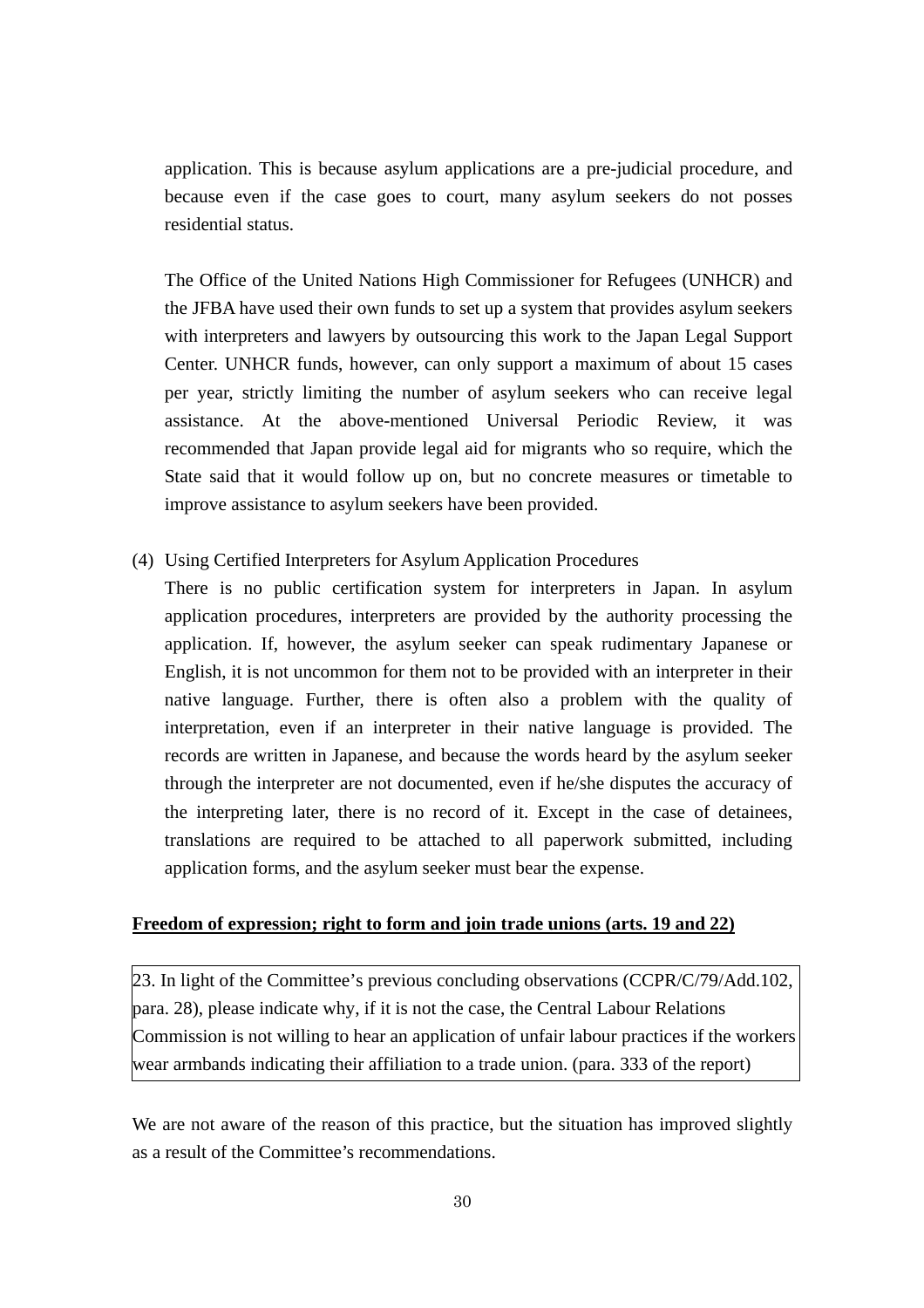application. This is because asylum applications are a pre-judicial procedure, and because even if the case goes to court, many asylum seekers do not posses residential status.

The Office of the United Nations High Commissioner for Refugees (UNHCR) and the JFBA have used their own funds to set up a system that provides asylum seekers with interpreters and lawyers by outsourcing this work to the Japan Legal Support Center. UNHCR funds, however, can only support a maximum of about 15 cases per year, strictly limiting the number of asylum seekers who can receive legal assistance. At the above-mentioned Universal Periodic Review, it was recommended that Japan provide legal aid for migrants who so require, which the State said that it would follow up on, but no concrete measures or timetable to improve assistance to asylum seekers have been provided.

(4) Using Certified Interpreters for Asylum Application Procedures

There is no public certification system for interpreters in Japan. In asylum application procedures, interpreters are provided by the authority processing the application. If, however, the asylum seeker can speak rudimentary Japanese or English, it is not uncommon for them not to be provided with an interpreter in their native language. Further, there is often also a problem with the quality of interpretation, even if an interpreter in their native language is provided. The records are written in Japanese, and because the words heard by the asylum seeker through the interpreter are not documented, even if he/she disputes the accuracy of the interpreting later, there is no record of it. Except in the case of detainees, translations are required to be attached to all paperwork submitted, including application forms, and the asylum seeker must bear the expense.

**Freedom of expression; right to form and join trade unions (arts. 19 and 22)**

> 23. In light of the Committee's previous concluding observations (CCPR/C/79/Add.102, para. 28), please indicate why, if it is not the case, the Central Labour Relations Commission is not willing to hear an application of unfair labour practices if the workers wear armbands indicating their affiliation to a trade union. (para. 333 of the report)

We are not aware of the reason of this practice, but the situation has improved slightly as a result of the Committee's recommendations.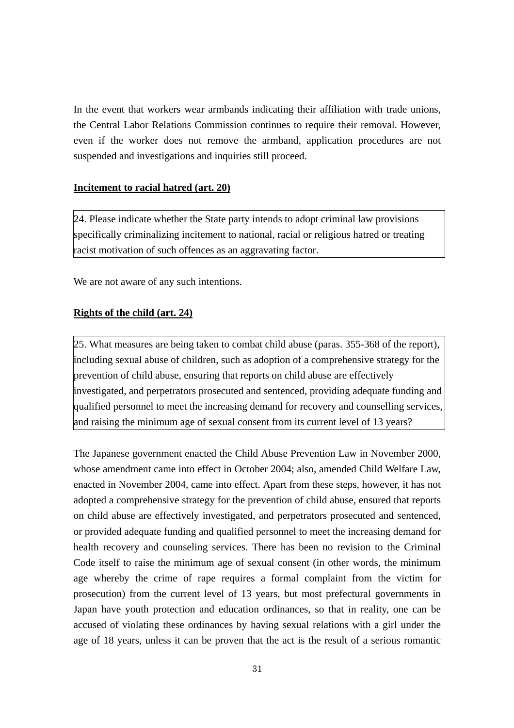In the event that workers wear armbands indicating their affiliation with trade unions, the Central Labor Relations Commission continues to require their removal. However, even if the worker does not remove the armband, application procedures are not suspended and investigations and inquiries still proceed.

**Incitement to racial hatred (art. 20)**

> 24. Please indicate whether the State party intends to adopt criminal law provisions specifically criminalizing incitement to national, racial or religious hatred or treating racist motivation of such offences as an aggravating factor.

We are not aware of any such intentions.

**Rights of the child (art. 24)**

> 25. What measures are being taken to combat child abuse (paras. 355-368 of the report), including sexual abuse of children, such as adoption of a comprehensive strategy for the prevention of child abuse, ensuring that reports on child abuse are effectively investigated, and perpetrators prosecuted and sentenced, providing adequate funding and qualified personnel to meet the increasing demand for recovery and counselling services, and raising the minimum age of sexual consent from its current level of 13 years?

The Japanese government enacted the Child Abuse Prevention Law in November 2000, whose amendment came into effect in October 2004; also, amended Child Welfare Law, enacted in November 2004, came into effect. Apart from these steps, however, it has not adopted a comprehensive strategy for the prevention of child abuse, ensured that reports on child abuse are effectively investigated, and perpetrators prosecuted and sentenced, or provided adequate funding and qualified personnel to meet the increasing demand for health recovery and counseling services. There has been no revision to the Criminal Code itself to raise the minimum age of sexual consent (in other words, the minimum age whereby the crime of rape requires a formal complaint from the victim for prosecution) from the current level of 13 years, but most prefectural governments in Japan have youth protection and education ordinances, so that in reality, one can be accused of violating these ordinances by having sexual relations with a girl under the age of 18 years, unless it can be proven that the act is the result of a serious romantic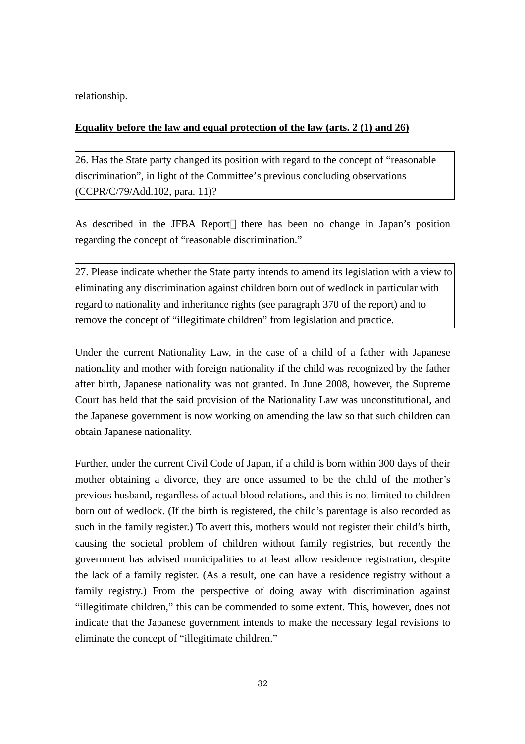relationship.

**Equality before the law and equal protection of the law (arts. 2 (1) and 26)**

> 26. Has the State party changed its position with regard to the concept of "reasonable discrimination", in light of the Committee's previous concluding observations (CCPR/C/79/Add.102, para. 11)?

As described in the JFBA Report，there has been no change in Japan's position regarding the concept of "reasonable discrimination."

> 27. Please indicate whether the State party intends to amend its legislation with a view to eliminating any discrimination against children born out of wedlock in particular with regard to nationality and inheritance rights (see paragraph 370 of the report) and to remove the concept of "illegitimate children" from legislation and practice.

Under the current Nationality Law, in the case of a child of a father with Japanese nationality and mother with foreign nationality if the child was recognized by the father after birth, Japanese nationality was not granted. In June 2008, however, the Supreme Court has held that the said provision of the Nationality Law was unconstitutional, and the Japanese government is now working on amending the law so that such children can obtain Japanese nationality.

Further, under the current Civil Code of Japan, if a child is born within 300 days of their mother obtaining a divorce, they are once assumed to be the child of the mother's previous husband, regardless of actual blood relations, and this is not limited to children born out of wedlock. (If the birth is registered, the child's parentage is also recorded as such in the family register.) To avert this, mothers would not register their child's birth, causing the societal problem of children without family registries, but recently the government has advised municipalities to at least allow residence registration, despite the lack of a family register. (As a result, one can have a residence registry without a family registry.) From the perspective of doing away with discrimination against "illegitimate children," this can be commended to some extent. This, however, does not indicate that the Japanese government intends to make the necessary legal revisions to eliminate the concept of "illegitimate children."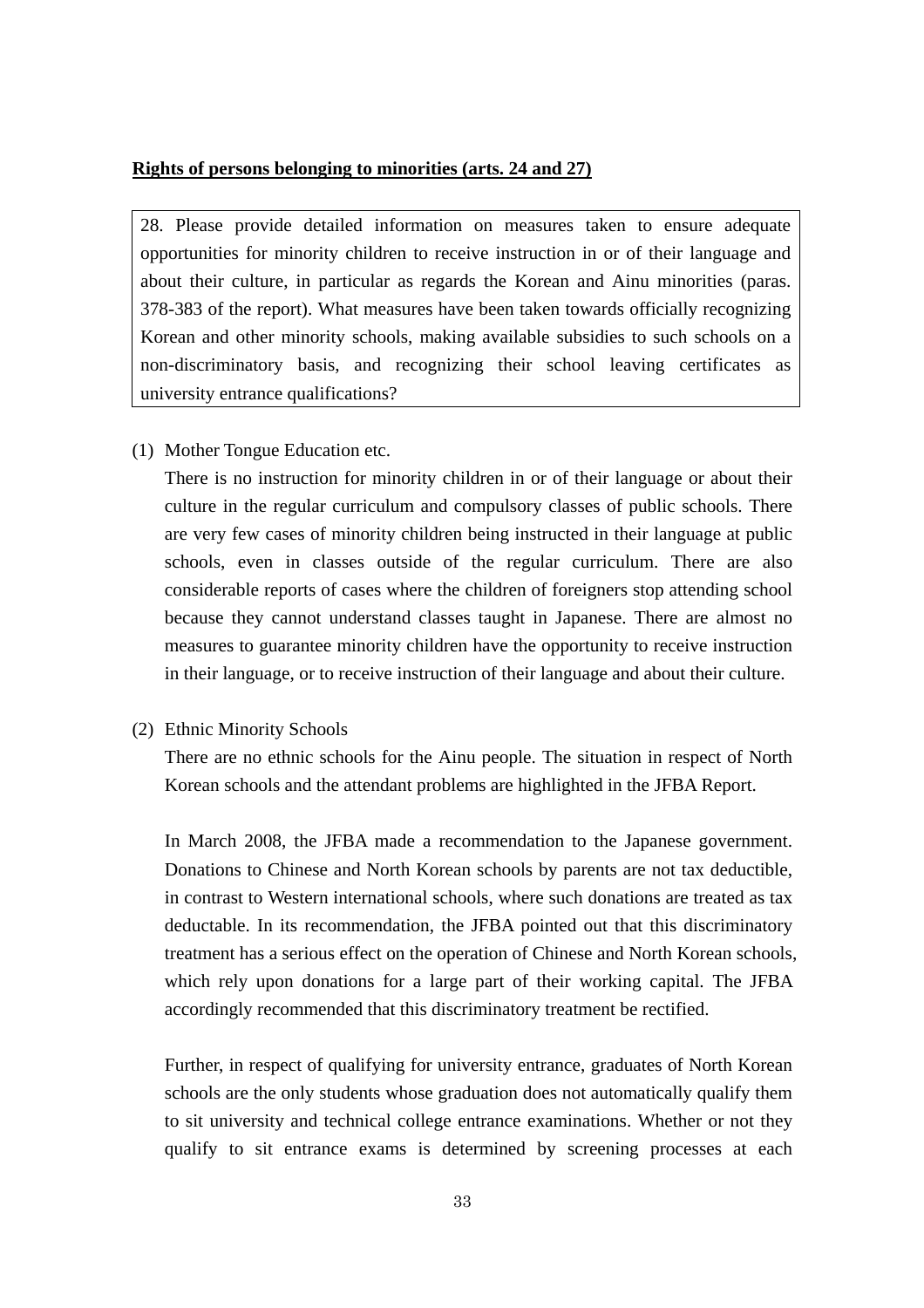**Rights of persons belonging to minorities (arts. 24 and 27)**

> 28. Please provide detailed information on measures taken to ensure adequate opportunities for minority children to receive instruction in or of their language and about their culture, in particular as regards the Korean and Ainu minorities (paras. 378-383 of the report). What measures have been taken towards officially recognizing Korean and other minority schools, making available subsidies to such schools on a non-discriminatory basis, and recognizing their school leaving certificates as university entrance qualifications?

(1) Mother Tongue Education etc.

There is no instruction for minority children in or of their language or about their culture in the regular curriculum and compulsory classes of public schools. There are very few cases of minority children being instructed in their language at public schools, even in classes outside of the regular curriculum. There are also considerable reports of cases where the children of foreigners stop attending school because they cannot understand classes taught in Japanese. There are almost no measures to guarantee minority children have the opportunity to receive instruction in their language, or to receive instruction of their language and about their culture.

(2) Ethnic Minority Schools

There are no ethnic schools for the Ainu people. The situation in respect of North Korean schools and the attendant problems are highlighted in the JFBA Report.

In March 2008, the JFBA made a recommendation to the Japanese government. Donations to Chinese and North Korean schools by parents are not tax deductible, in contrast to Western international schools, where such donations are treated as tax deductable. In its recommendation, the JFBA pointed out that this discriminatory treatment has a serious effect on the operation of Chinese and North Korean schools, which rely upon donations for a large part of their working capital. The JFBA accordingly recommended that this discriminatory treatment be rectified.

Further, in respect of qualifying for university entrance, graduates of North Korean schools are the only students whose graduation does not automatically qualify them to sit university and technical college entrance examinations. Whether or not they qualify to sit entrance exams is determined by screening processes at each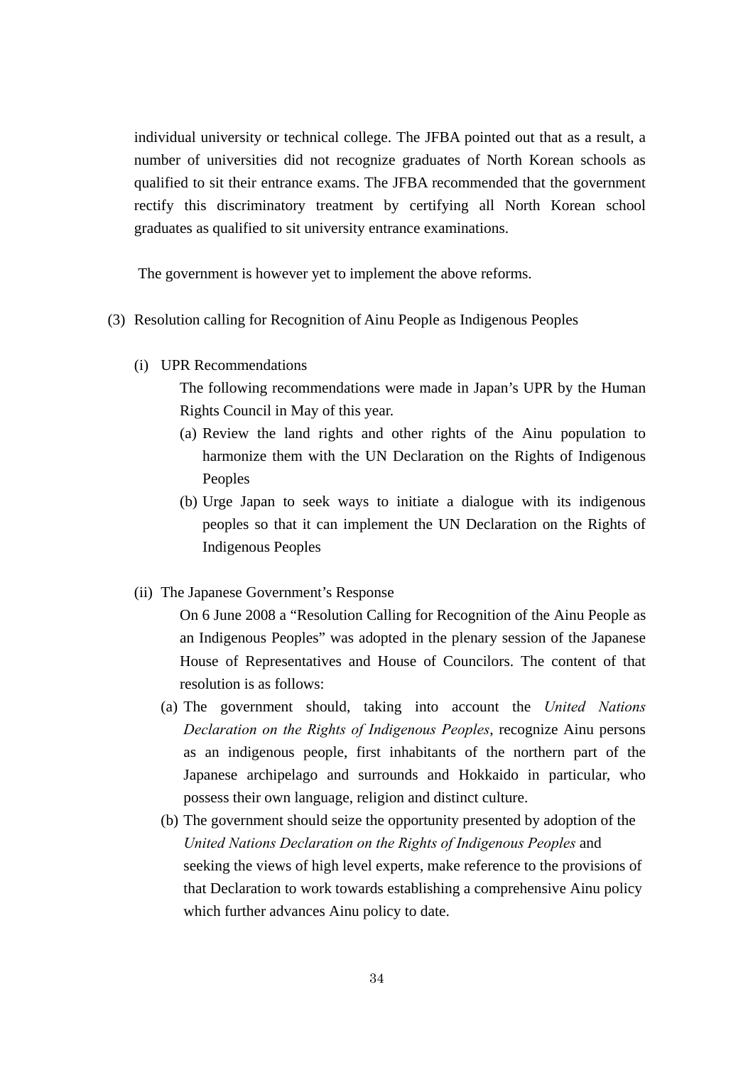individual university or technical college. The JFBA pointed out that as a result, a number of universities did not recognize graduates of North Korean schools as qualified to sit their entrance exams. The JFBA recommended that the government rectify this discriminatory treatment by certifying all North Korean school graduates as qualified to sit university entrance examinations.

The government is however yet to implement the above reforms.

(3) Resolution calling for Recognition of Ainu People as Indigenous Peoples

(i) UPR Recommendations

The following recommendations were made in Japan's UPR by the Human Rights Council in May of this year.

(a) Review the land rights and other rights of the Ainu population to harmonize them with the UN Declaration on the Rights of Indigenous Peoples

(b) Urge Japan to seek ways to initiate a dialogue with its indigenous peoples so that it can implement the UN Declaration on the Rights of Indigenous Peoples

(ii) The Japanese Government's Response

On 6 June 2008 a "Resolution Calling for Recognition of the Ainu People as an Indigenous Peoples" was adopted in the plenary session of the Japanese House of Representatives and House of Councilors. The content of that resolution is as follows:

(a) The government should, taking into account the *United Nations Declaration on the Rights of Indigenous Peoples*, recognize Ainu persons as an indigenous people, first inhabitants of the northern part of the Japanese archipelago and surrounds and Hokkaido in particular, who possess their own language, religion and distinct culture.

(b) The government should seize the opportunity presented by adoption of the *United Nations Declaration on the Rights of Indigenous Peoples* and seeking the views of high level experts, make reference to the provisions of that Declaration to work towards establishing a comprehensive Ainu policy which further advances Ainu policy to date.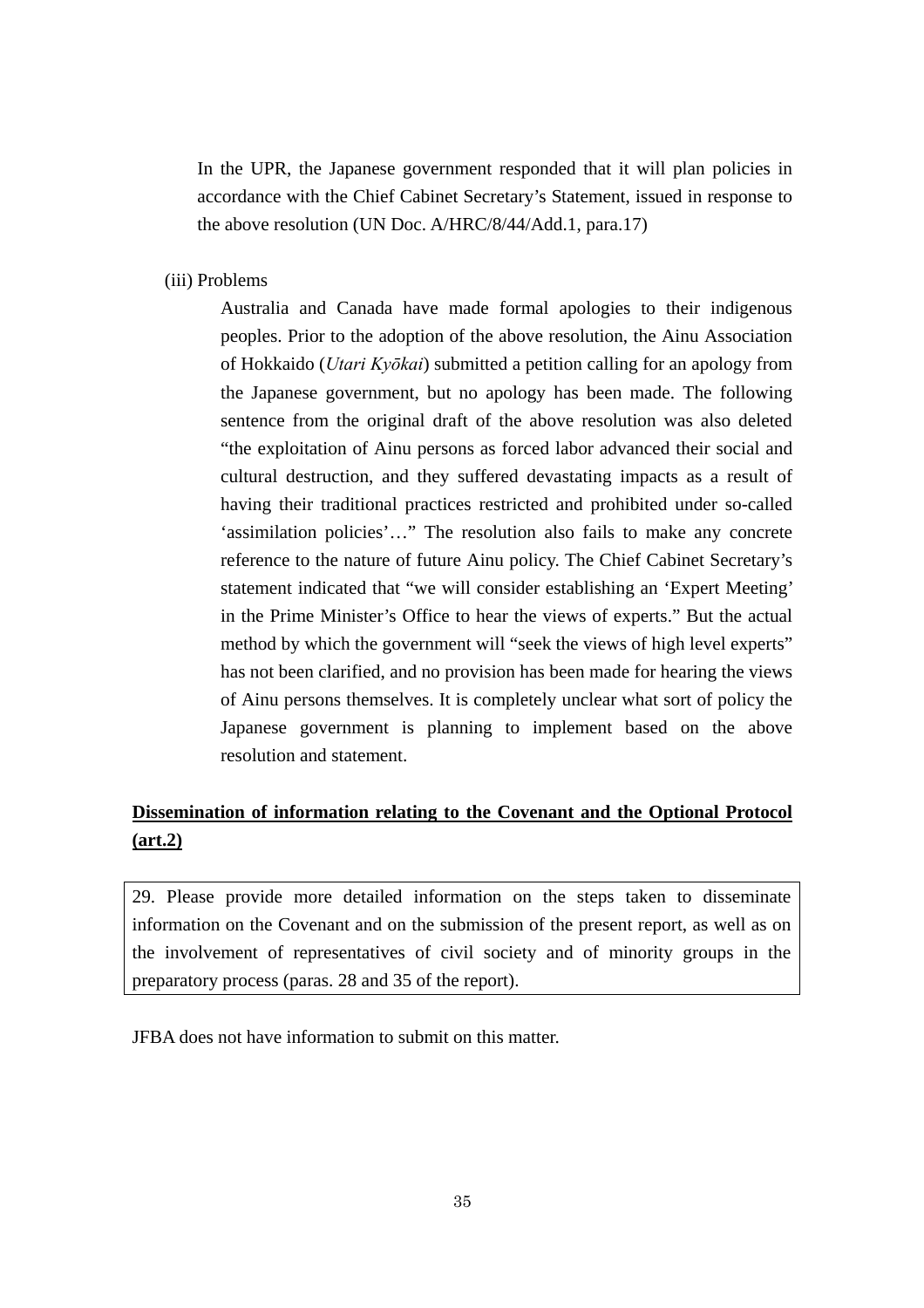In the UPR, the Japanese government responded that it will plan policies in accordance with the Chief Cabinet Secretary's Statement, issued in response to the above resolution (UN Doc. A/HRC/8/44/Add.1, para.17)

(iii) Problems

Australia and Canada have made formal apologies to their indigenous peoples. Prior to the adoption of the above resolution, the Ainu Association of Hokkaido (*Utari Kyōkai*) submitted a petition calling for an apology from the Japanese government, but no apology has been made. The following sentence from the original draft of the above resolution was also deleted "the exploitation of Ainu persons as forced labor advanced their social and cultural destruction, and they suffered devastating impacts as a result of having their traditional practices restricted and prohibited under so-called 'assimilation policies'…" The resolution also fails to make any concrete reference to the nature of future Ainu policy. The Chief Cabinet Secretary's statement indicated that "we will consider establishing an 'Expert Meeting' in the Prime Minister's Office to hear the views of experts." But the actual method by which the government will "seek the views of high level experts" has not been clarified, and no provision has been made for hearing the views of Ainu persons themselves. It is completely unclear what sort of policy the Japanese government is planning to implement based on the above resolution and statement.

**<u>Dissemination of information relating to the Covenant and the Optional Protocol (art.2)</u>**

| 29. Please provide more detailed information on the steps taken to disseminate information on the Covenant and on the submission of the present report, as well as on the involvement of representatives of civil society and of minority groups in the preparatory process (paras. 28 and 35 of the report). |
|---|

JFBA does not have information to submit on this matter.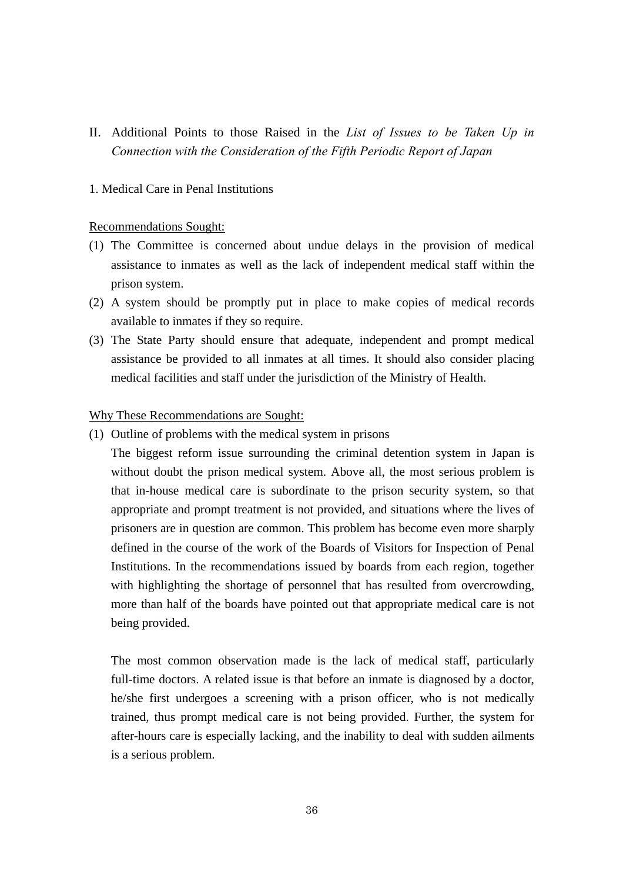## II. Additional Points to those Raised in the *List of Issues to be Taken Up in Connection with the Consideration of the Fifth Periodic Report of Japan*

### 1. Medical Care in Penal Institutions

<u>Recommendations Sought:</u>

(1) The Committee is concerned about undue delays in the provision of medical assistance to inmates as well as the lack of independent medical staff within the prison system.

(2) A system should be promptly put in place to make copies of medical records available to inmates if they so require.

(3) The State Party should ensure that adequate, independent and prompt medical assistance be provided to all inmates at all times. It should also consider placing medical facilities and staff under the jurisdiction of the Ministry of Health.

<u>Why These Recommendations are Sought:</u>

(1) Outline of problems with the medical system in prisons

The biggest reform issue surrounding the criminal detention system in Japan is without doubt the prison medical system. Above all, the most serious problem is that in-house medical care is subordinate to the prison security system, so that appropriate and prompt treatment is not provided, and situations where the lives of prisoners are in question are common. This problem has become even more sharply defined in the course of the work of the Boards of Visitors for Inspection of Penal Institutions. In the recommendations issued by boards from each region, together with highlighting the shortage of personnel that has resulted from overcrowding, more than half of the boards have pointed out that appropriate medical care is not being provided.

The most common observation made is the lack of medical staff, particularly full-time doctors. A related issue is that before an inmate is diagnosed by a doctor, he/she first undergoes a screening with a prison officer, who is not medically trained, thus prompt medical care is not being provided. Further, the system for after-hours care is especially lacking, and the inability to deal with sudden ailments is a serious problem.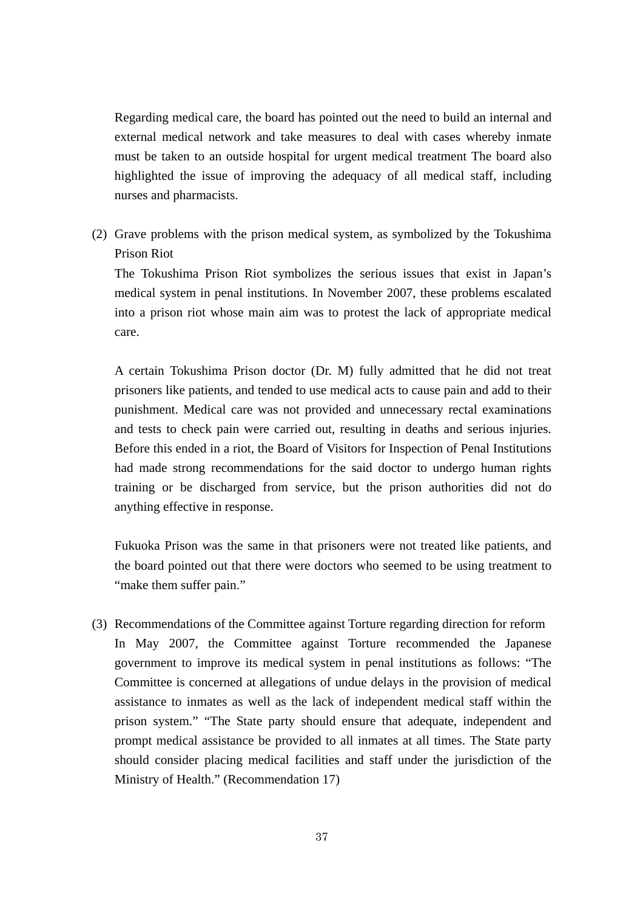Regarding medical care, the board has pointed out the need to build an internal and external medical network and take measures to deal with cases whereby inmate must be taken to an outside hospital for urgent medical treatment The board also highlighted the issue of improving the adequacy of all medical staff, including nurses and pharmacists.

(2) Grave problems with the prison medical system, as symbolized by the Tokushima Prison Riot

The Tokushima Prison Riot symbolizes the serious issues that exist in Japan's medical system in penal institutions. In November 2007, these problems escalated into a prison riot whose main aim was to protest the lack of appropriate medical care.

A certain Tokushima Prison doctor (Dr. M) fully admitted that he did not treat prisoners like patients, and tended to use medical acts to cause pain and add to their punishment. Medical care was not provided and unnecessary rectal examinations and tests to check pain were carried out, resulting in deaths and serious injuries. Before this ended in a riot, the Board of Visitors for Inspection of Penal Institutions had made strong recommendations for the said doctor to undergo human rights training or be discharged from service, but the prison authorities did not do anything effective in response.

Fukuoka Prison was the same in that prisoners were not treated like patients, and the board pointed out that there were doctors who seemed to be using treatment to "make them suffer pain."

(3) Recommendations of the Committee against Torture regarding direction for reform

In May 2007, the Committee against Torture recommended the Japanese government to improve its medical system in penal institutions as follows: "The Committee is concerned at allegations of undue delays in the provision of medical assistance to inmates as well as the lack of independent medical staff within the prison system." "The State party should ensure that adequate, independent and prompt medical assistance be provided to all inmates at all times. The State party should consider placing medical facilities and staff under the jurisdiction of the Ministry of Health." (Recommendation 17)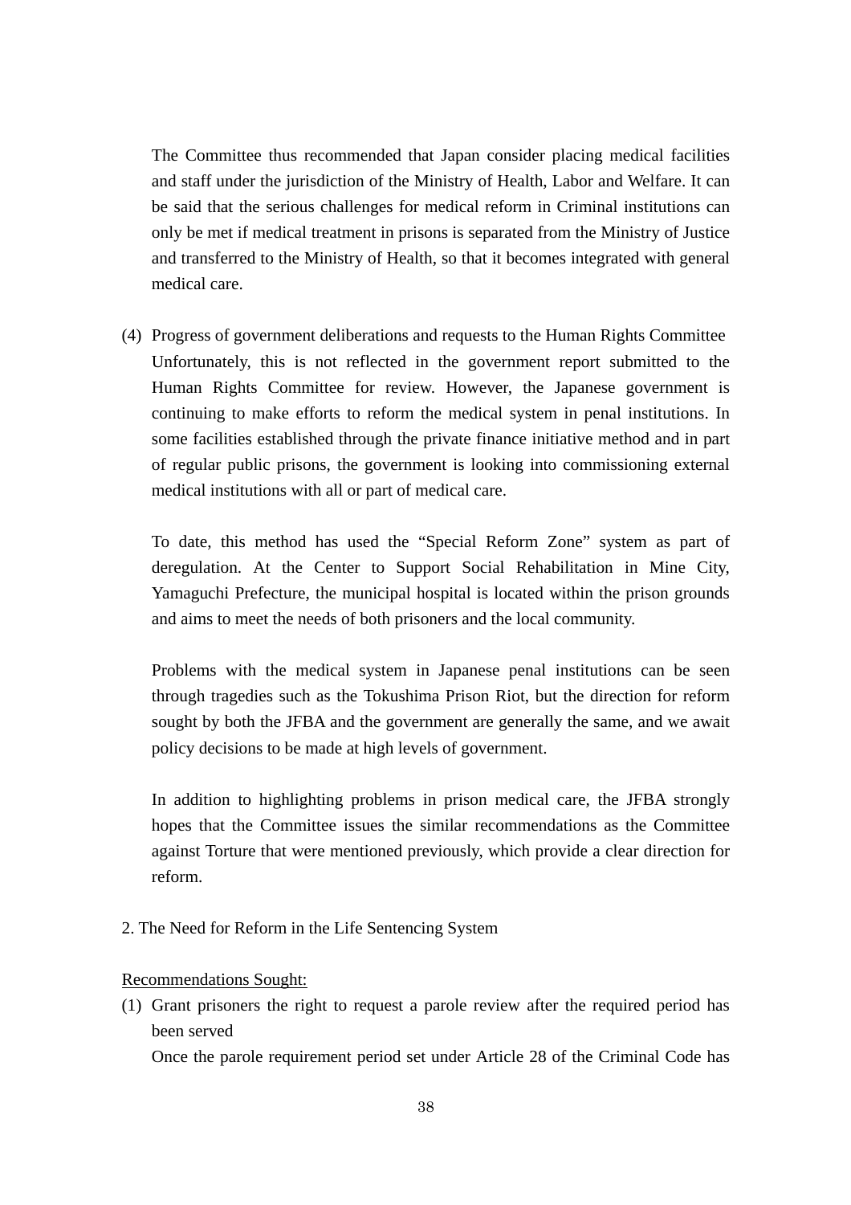The Committee thus recommended that Japan consider placing medical facilities and staff under the jurisdiction of the Ministry of Health, Labor and Welfare. It can be said that the serious challenges for medical reform in Criminal institutions can only be met if medical treatment in prisons is separated from the Ministry of Justice and transferred to the Ministry of Health, so that it becomes integrated with general medical care.

(4) Progress of government deliberations and requests to the Human Rights Committee

Unfortunately, this is not reflected in the government report submitted to the Human Rights Committee for review. However, the Japanese government is continuing to make efforts to reform the medical system in penal institutions. In some facilities established through the private finance initiative method and in part of regular public prisons, the government is looking into commissioning external medical institutions with all or part of medical care.

To date, this method has used the "Special Reform Zone" system as part of deregulation. At the Center to Support Social Rehabilitation in Mine City, Yamaguchi Prefecture, the municipal hospital is located within the prison grounds and aims to meet the needs of both prisoners and the local community.

Problems with the medical system in Japanese penal institutions can be seen through tragedies such as the Tokushima Prison Riot, but the direction for reform sought by both the JFBA and the government are generally the same, and we await policy decisions to be made at high levels of government.

In addition to highlighting problems in prison medical care, the JFBA strongly hopes that the Committee issues the similar recommendations as the Committee against Torture that were mentioned previously, which provide a clear direction for reform.

## 2. The Need for Reform in the Life Sentencing System

<u>Recommendations Sought:</u>

(1) Grant prisoners the right to request a parole review after the required period has been served

Once the parole requirement period set under Article 28 of the Criminal Code has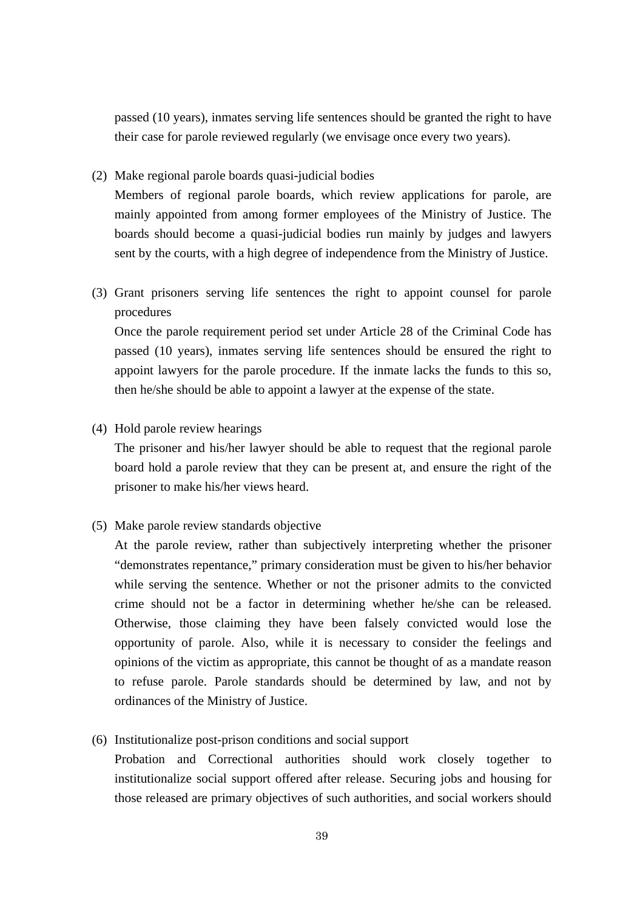passed (10 years), inmates serving life sentences should be granted the right to have their case for parole reviewed regularly (we envisage once every two years).

(2) Make regional parole boards quasi-judicial bodies

Members of regional parole boards, which review applications for parole, are mainly appointed from among former employees of the Ministry of Justice. The boards should become a quasi-judicial bodies run mainly by judges and lawyers sent by the courts, with a high degree of independence from the Ministry of Justice.

(3) Grant prisoners serving life sentences the right to appoint counsel for parole procedures

Once the parole requirement period set under Article 28 of the Criminal Code has passed (10 years), inmates serving life sentences should be ensured the right to appoint lawyers for the parole procedure. If the inmate lacks the funds to this so, then he/she should be able to appoint a lawyer at the expense of the state.

(4) Hold parole review hearings

The prisoner and his/her lawyer should be able to request that the regional parole board hold a parole review that they can be present at, and ensure the right of the prisoner to make his/her views heard.

(5) Make parole review standards objective

At the parole review, rather than subjectively interpreting whether the prisoner "demonstrates repentance," primary consideration must be given to his/her behavior while serving the sentence. Whether or not the prisoner admits to the convicted crime should not be a factor in determining whether he/she can be released. Otherwise, those claiming they have been falsely convicted would lose the opportunity of parole. Also, while it is necessary to consider the feelings and opinions of the victim as appropriate, this cannot be thought of as a mandate reason to refuse parole. Parole standards should be determined by law, and not by ordinances of the Ministry of Justice.

(6) Institutionalize post-prison conditions and social support

Probation and Correctional authorities should work closely together to institutionalize social support offered after release. Securing jobs and housing for those released are primary objectives of such authorities, and social workers should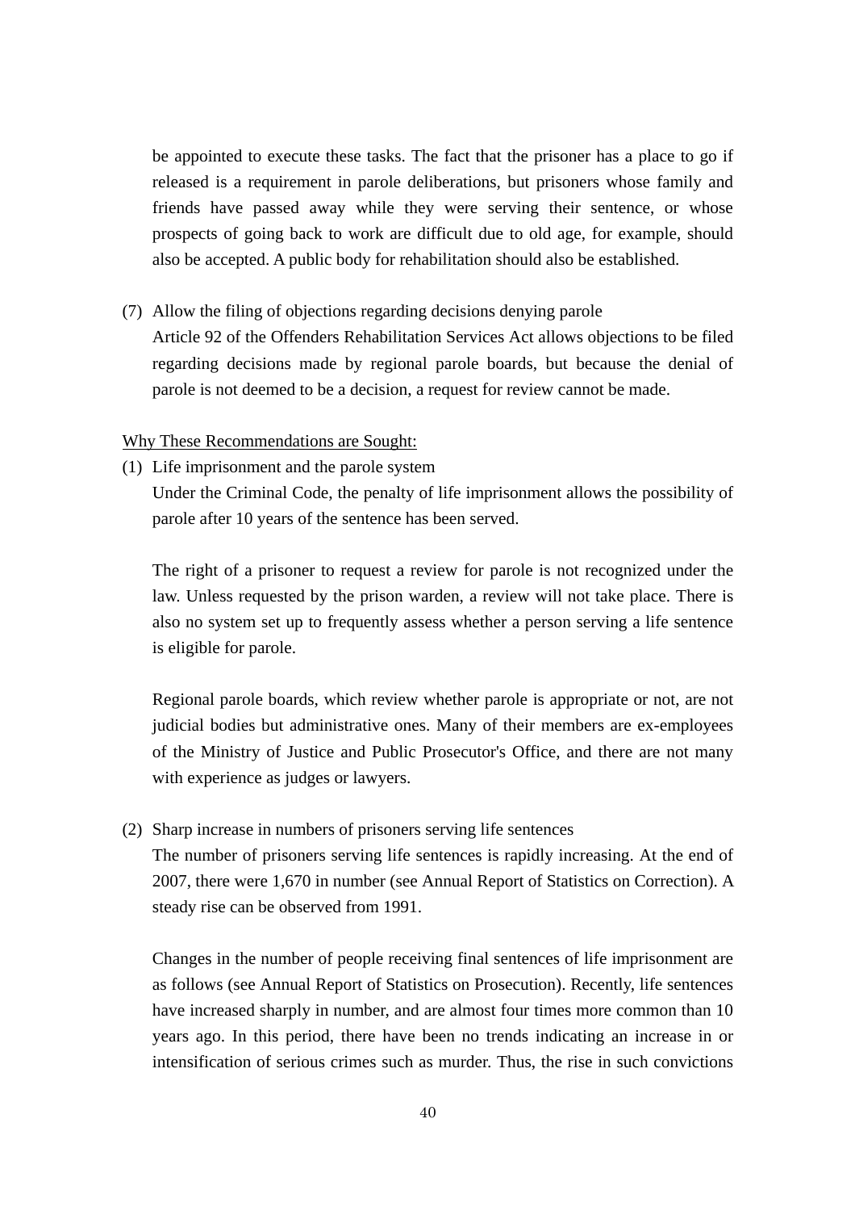be appointed to execute these tasks. The fact that the prisoner has a place to go if released is a requirement in parole deliberations, but prisoners whose family and friends have passed away while they were serving their sentence, or whose prospects of going back to work are difficult due to old age, for example, should also be accepted. A public body for rehabilitation should also be established.

(7) Allow the filing of objections regarding decisions denying parole

Article 92 of the Offenders Rehabilitation Services Act allows objections to be filed regarding decisions made by regional parole boards, but because the denial of parole is not deemed to be a decision, a request for review cannot be made.

<u>Why These Recommendations are Sought:</u>

(1) Life imprisonment and the parole system

Under the Criminal Code, the penalty of life imprisonment allows the possibility of parole after 10 years of the sentence has been served.

The right of a prisoner to request a review for parole is not recognized under the law. Unless requested by the prison warden, a review will not take place. There is also no system set up to frequently assess whether a person serving a life sentence is eligible for parole.

Regional parole boards, which review whether parole is appropriate or not, are not judicial bodies but administrative ones. Many of their members are ex-employees of the Ministry of Justice and Public Prosecutor's Office, and there are not many with experience as judges or lawyers.

(2) Sharp increase in numbers of prisoners serving life sentences

The number of prisoners serving life sentences is rapidly increasing. At the end of 2007, there were 1,670 in number (see Annual Report of Statistics on Correction). A steady rise can be observed from 1991.

Changes in the number of people receiving final sentences of life imprisonment are as follows (see Annual Report of Statistics on Prosecution). Recently, life sentences have increased sharply in number, and are almost four times more common than 10 years ago. In this period, there have been no trends indicating an increase in or intensification of serious crimes such as murder. Thus, the rise in such convictions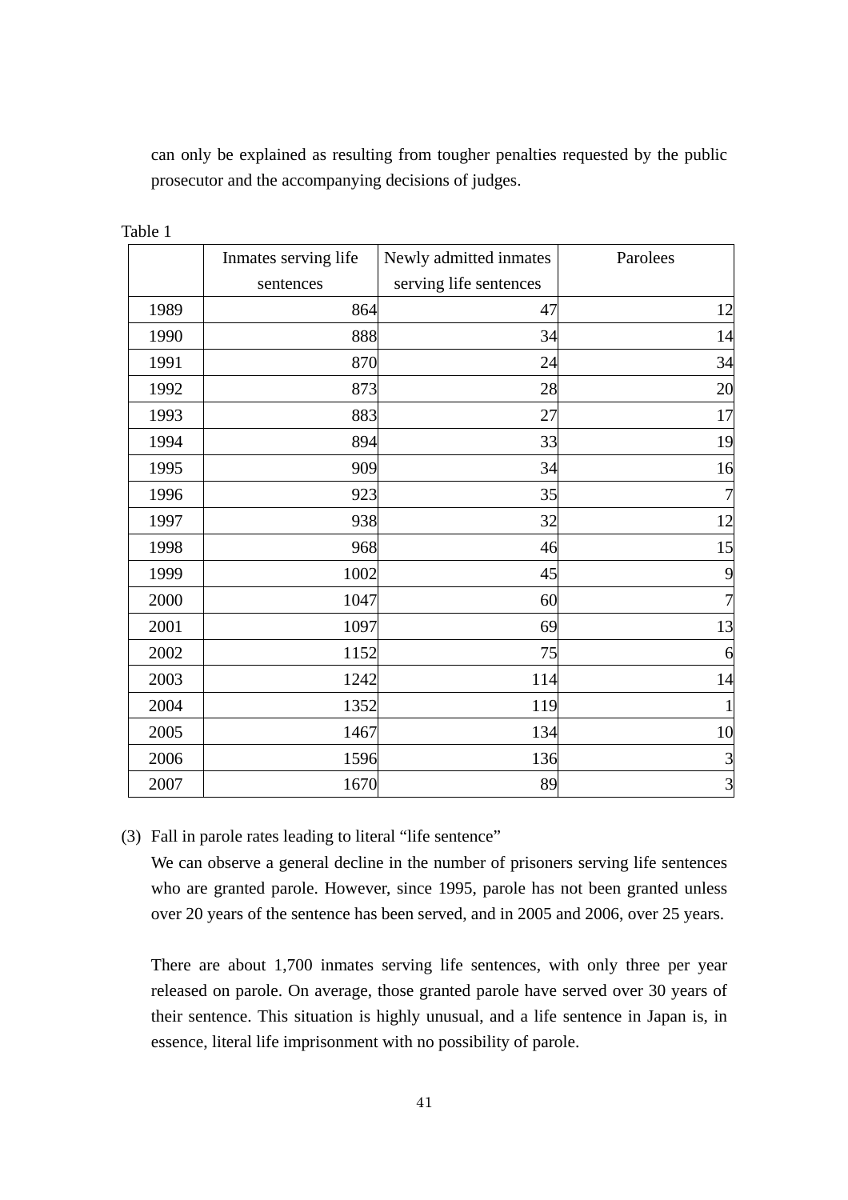can only be explained as resulting from tougher penalties requested by the public prosecutor and the accompanying decisions of judges.

Table 1

| | Inmates serving life sentences | Newly admitted inmates serving life sentences | Parolees |
|---|---|---|---|
| 1989 | 864 | 47 | 12 |
| 1990 | 888 | 34 | 14 |
| 1991 | 870 | 24 | 34 |
| 1992 | 873 | 28 | 20 |
| 1993 | 883 | 27 | 17 |
| 1994 | 894 | 33 | 19 |
| 1995 | 909 | 34 | 16 |
| 1996 | 923 | 35 | 7 |
| 1997 | 938 | 32 | 12 |
| 1998 | 968 | 46 | 15 |
| 1999 | 1002 | 45 | 9 |
| 2000 | 1047 | 60 | 7 |
| 2001 | 1097 | 69 | 13 |
| 2002 | 1152 | 75 | 6 |
| 2003 | 1242 | 114 | 14 |
| 2004 | 1352 | 119 | 1 |
| 2005 | 1467 | 134 | 10 |
| 2006 | 1596 | 136 | 3 |
| 2007 | 1670 | 89 | 3 |

(3) Fall in parole rates leading to literal "life sentence"

We can observe a general decline in the number of prisoners serving life sentences who are granted parole. However, since 1995, parole has not been granted unless over 20 years of the sentence has been served, and in 2005 and 2006, over 25 years.

There are about 1,700 inmates serving life sentences, with only three per year released on parole. On average, those granted parole have served over 30 years of their sentence. This situation is highly unusual, and a life sentence in Japan is, in essence, literal life imprisonment with no possibility of parole.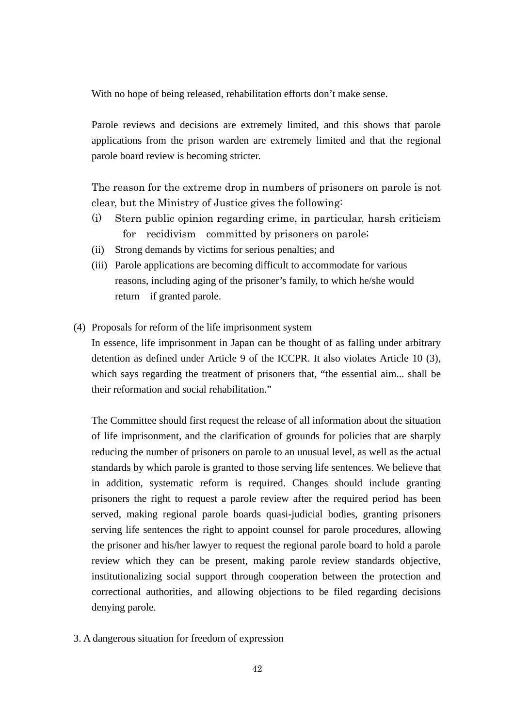With no hope of being released, rehabilitation efforts don't make sense.

Parole reviews and decisions are extremely limited, and this shows that parole applications from the prison warden are extremely limited and that the regional parole board review is becoming stricter.

The reason for the extreme drop in numbers of prisoners on parole is not clear, but the Ministry of Justice gives the following:

(i) Stern public opinion regarding crime, in particular, harsh criticism for recidivism committed by prisoners on parole;
(ii) Strong demands by victims for serious penalties; and
(iii) Parole applications are becoming difficult to accommodate for various reasons, including aging of the prisoner's family, to which he/she would return if granted parole.

(4) Proposals for reform of the life imprisonment system

In essence, life imprisonment in Japan can be thought of as falling under arbitrary detention as defined under Article 9 of the ICCPR. It also violates Article 10 (3), which says regarding the treatment of prisoners that, "the essential aim... shall be their reformation and social rehabilitation."

The Committee should first request the release of all information about the situation of life imprisonment, and the clarification of grounds for policies that are sharply reducing the number of prisoners on parole to an unusual level, as well as the actual standards by which parole is granted to those serving life sentences. We believe that in addition, systematic reform is required. Changes should include granting prisoners the right to request a parole review after the required period has been served, making regional parole boards quasi-judicial bodies, granting prisoners serving life sentences the right to appoint counsel for parole procedures, allowing the prisoner and his/her lawyer to request the regional parole board to hold a parole review which they can be present, making parole review standards objective, institutionalizing social support through cooperation between the protection and correctional authorities, and allowing objections to be filed regarding decisions denying parole.

3. A dangerous situation for freedom of expression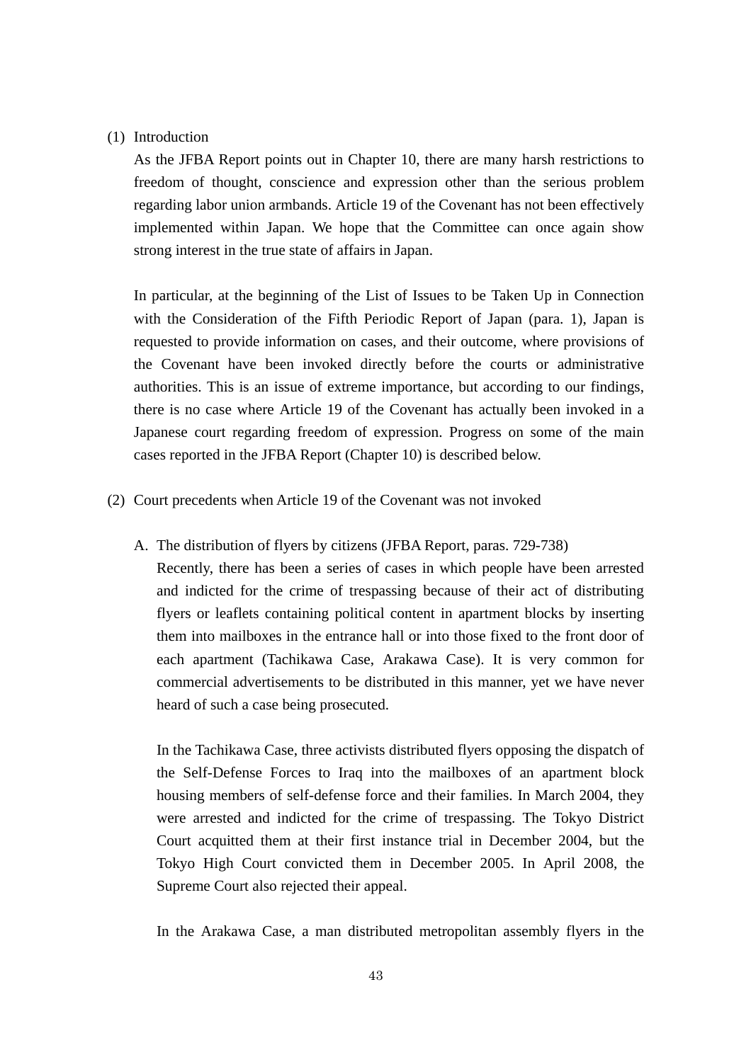(1) Introduction

As the JFBA Report points out in Chapter 10, there are many harsh restrictions to freedom of thought, conscience and expression other than the serious problem regarding labor union armbands. Article 19 of the Covenant has not been effectively implemented within Japan. We hope that the Committee can once again show strong interest in the true state of affairs in Japan.

In particular, at the beginning of the List of Issues to be Taken Up in Connection with the Consideration of the Fifth Periodic Report of Japan (para. 1), Japan is requested to provide information on cases, and their outcome, where provisions of the Covenant have been invoked directly before the courts or administrative authorities. This is an issue of extreme importance, but according to our findings, there is no case where Article 19 of the Covenant has actually been invoked in a Japanese court regarding freedom of expression. Progress on some of the main cases reported in the JFBA Report (Chapter 10) is described below.

(2) Court precedents when Article 19 of the Covenant was not invoked

A. The distribution of flyers by citizens (JFBA Report, paras. 729-738)

Recently, there has been a series of cases in which people have been arrested and indicted for the crime of trespassing because of their act of distributing flyers or leaflets containing political content in apartment blocks by inserting them into mailboxes in the entrance hall or into those fixed to the front door of each apartment (Tachikawa Case, Arakawa Case). It is very common for commercial advertisements to be distributed in this manner, yet we have never heard of such a case being prosecuted.

In the Tachikawa Case, three activists distributed flyers opposing the dispatch of the Self-Defense Forces to Iraq into the mailboxes of an apartment block housing members of self-defense force and their families. In March 2004, they were arrested and indicted for the crime of trespassing. The Tokyo District Court acquitted them at their first instance trial in December 2004, but the Tokyo High Court convicted them in December 2005. In April 2008, the Supreme Court also rejected their appeal.

In the Arakawa Case, a man distributed metropolitan assembly flyers in the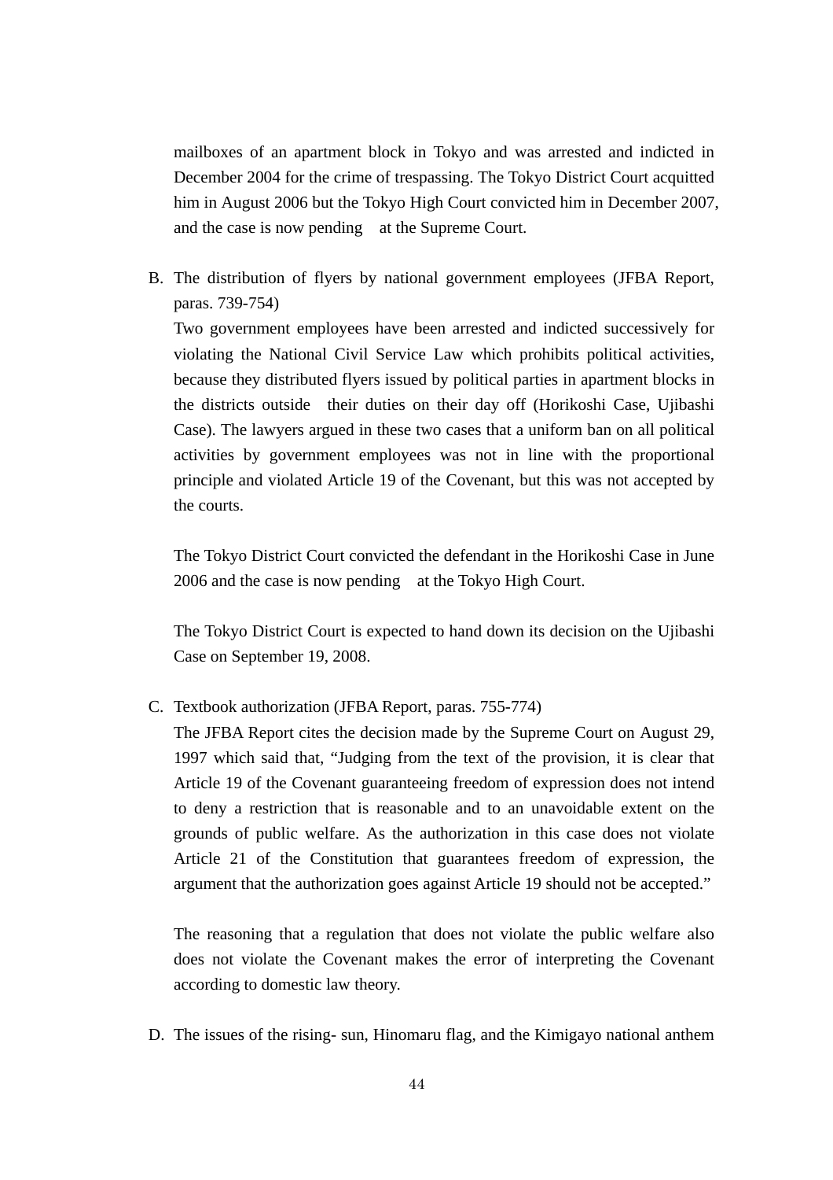mailboxes of an apartment block in Tokyo and was arrested and indicted in December 2004 for the crime of trespassing. The Tokyo District Court acquitted him in August 2006 but the Tokyo High Court convicted him in December 2007, and the case is now pending at the Supreme Court.

B. The distribution of flyers by national government employees (JFBA Report, paras. 739-754)

   Two government employees have been arrested and indicted successively for violating the National Civil Service Law which prohibits political activities, because they distributed flyers issued by political parties in apartment blocks in the districts outside their duties on their day off (Horikoshi Case, Ujibashi Case). The lawyers argued in these two cases that a uniform ban on all political activities by government employees was not in line with the proportional principle and violated Article 19 of the Covenant, but this was not accepted by the courts.

   The Tokyo District Court convicted the defendant in the Horikoshi Case in June 2006 and the case is now pending at the Tokyo High Court.

   The Tokyo District Court is expected to hand down its decision on the Ujibashi Case on September 19, 2008.

C. Textbook authorization (JFBA Report, paras. 755-774)

   The JFBA Report cites the decision made by the Supreme Court on August 29, 1997 which said that, "Judging from the text of the provision, it is clear that Article 19 of the Covenant guaranteeing freedom of expression does not intend to deny a restriction that is reasonable and to an unavoidable extent on the grounds of public welfare. As the authorization in this case does not violate Article 21 of the Constitution that guarantees freedom of expression, the argument that the authorization goes against Article 19 should not be accepted."

   The reasoning that a regulation that does not violate the public welfare also does not violate the Covenant makes the error of interpreting the Covenant according to domestic law theory.

D. The issues of the rising- sun, Hinomaru flag, and the Kimigayo national anthem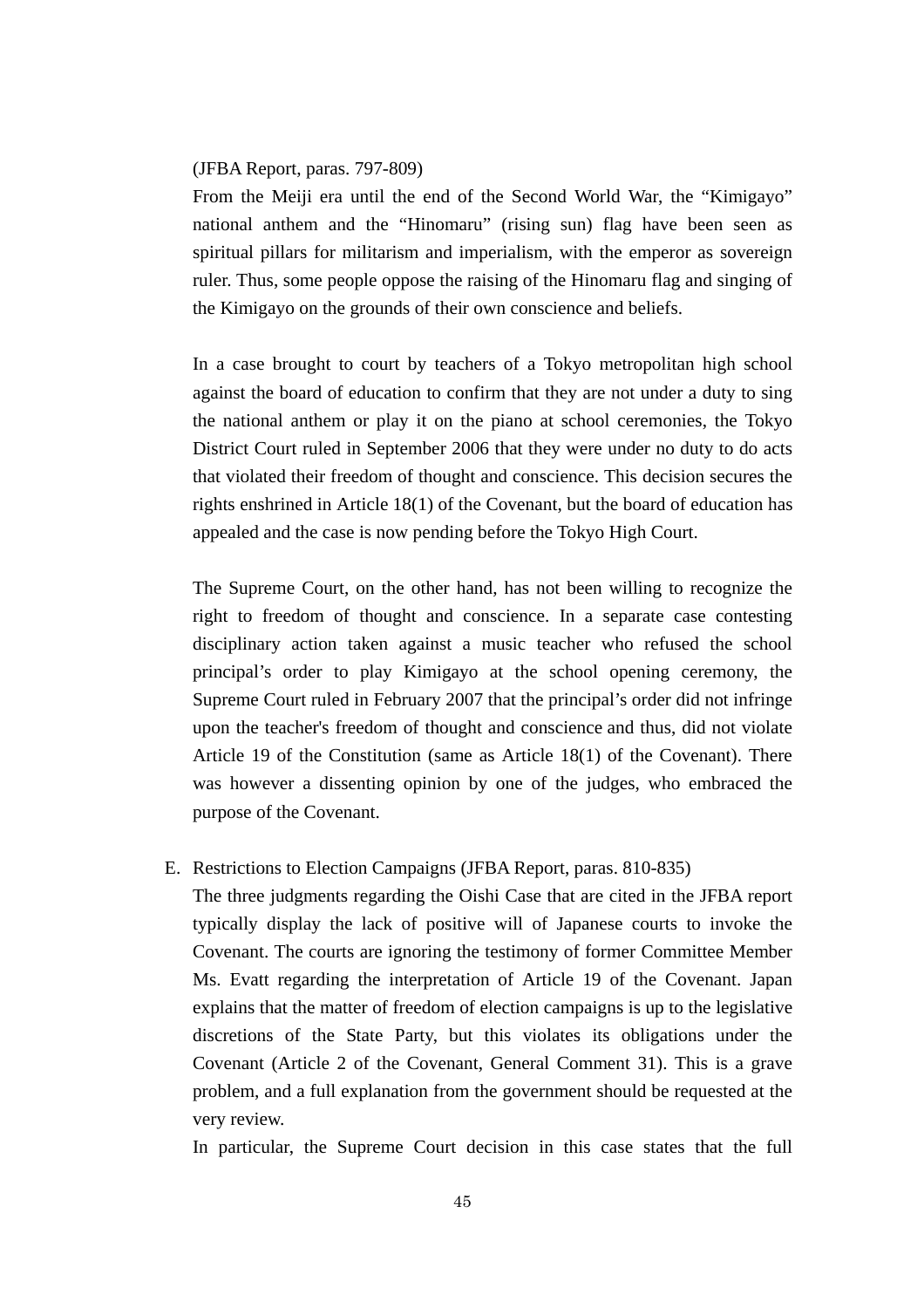(JFBA Report, paras. 797-809)

From the Meiji era until the end of the Second World War, the “Kimigayo” national anthem and the “Hinomaru” (rising sun) flag have been seen as spiritual pillars for militarism and imperialism, with the emperor as sovereign ruler. Thus, some people oppose the raising of the Hinomaru flag and singing of the Kimigayo on the grounds of their own conscience and beliefs.

In a case brought to court by teachers of a Tokyo metropolitan high school against the board of education to confirm that they are not under a duty to sing the national anthem or play it on the piano at school ceremonies, the Tokyo District Court ruled in September 2006 that they were under no duty to do acts that violated their freedom of thought and conscience. This decision secures the rights enshrined in Article 18(1) of the Covenant, but the board of education has appealed and the case is now pending before the Tokyo High Court.

The Supreme Court, on the other hand, has not been willing to recognize the right to freedom of thought and conscience. In a separate case contesting disciplinary action taken against a music teacher who refused the school principal’s order to play Kimigayo at the school opening ceremony, the Supreme Court ruled in February 2007 that the principal’s order did not infringe upon the teacher's freedom of thought and conscience and thus, did not violate Article 19 of the Constitution (same as Article 18(1) of the Covenant). There was however a dissenting opinion by one of the judges, who embraced the purpose of the Covenant.

E. Restrictions to Election Campaigns (JFBA Report, paras. 810-835)

The three judgments regarding the Oishi Case that are cited in the JFBA report typically display the lack of positive will of Japanese courts to invoke the Covenant. The courts are ignoring the testimony of former Committee Member Ms. Evatt regarding the interpretation of Article 19 of the Covenant. Japan explains that the matter of freedom of election campaigns is up to the legislative discretions of the State Party, but this violates its obligations under the Covenant (Article 2 of the Covenant, General Comment 31). This is a grave problem, and a full explanation from the government should be requested at the very review.

In particular, the Supreme Court decision in this case states that the full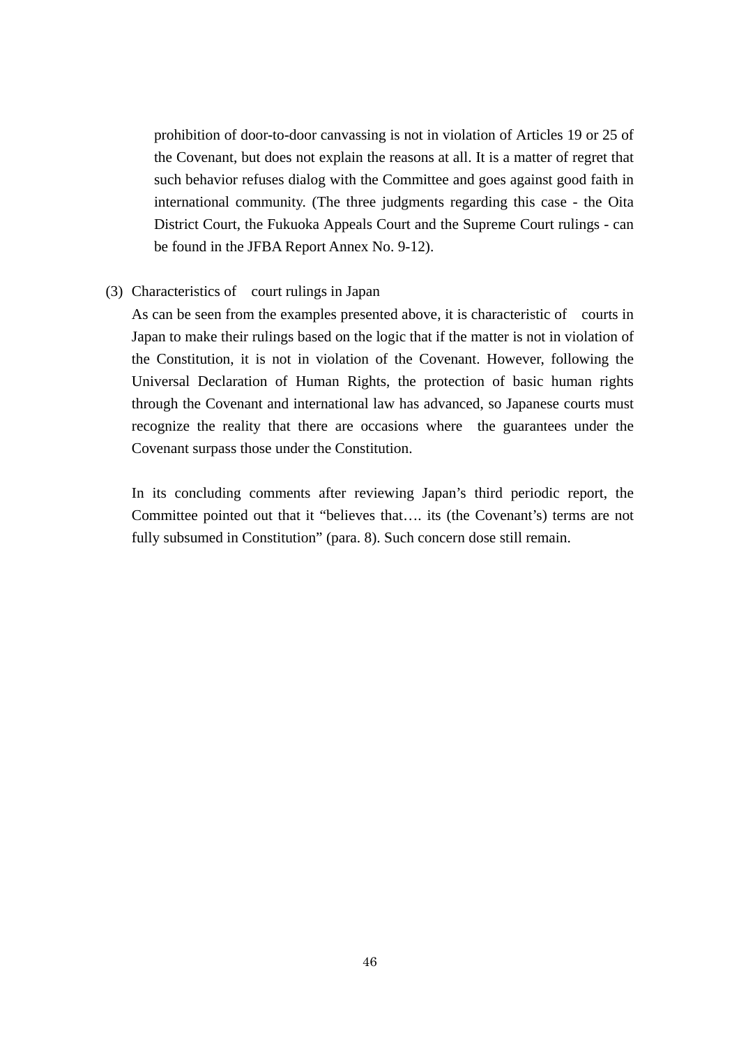prohibition of door-to-door canvassing is not in violation of Articles 19 or 25 of the Covenant, but does not explain the reasons at all. It is a matter of regret that such behavior refuses dialog with the Committee and goes against good faith in international community. (The three judgments regarding this case - the Oita District Court, the Fukuoka Appeals Court and the Supreme Court rulings - can be found in the JFBA Report Annex No. 9-12).

(3) Characteristics of court rulings in Japan

As can be seen from the examples presented above, it is characteristic of courts in Japan to make their rulings based on the logic that if the matter is not in violation of the Constitution, it is not in violation of the Covenant. However, following the Universal Declaration of Human Rights, the protection of basic human rights through the Covenant and international law has advanced, so Japanese courts must recognize the reality that there are occasions where the guarantees under the Covenant surpass those under the Constitution.

In its concluding comments after reviewing Japan's third periodic report, the Committee pointed out that it "believes that…. its (the Covenant's) terms are not fully subsumed in Constitution" (para. 8). Such concern dose still remain.